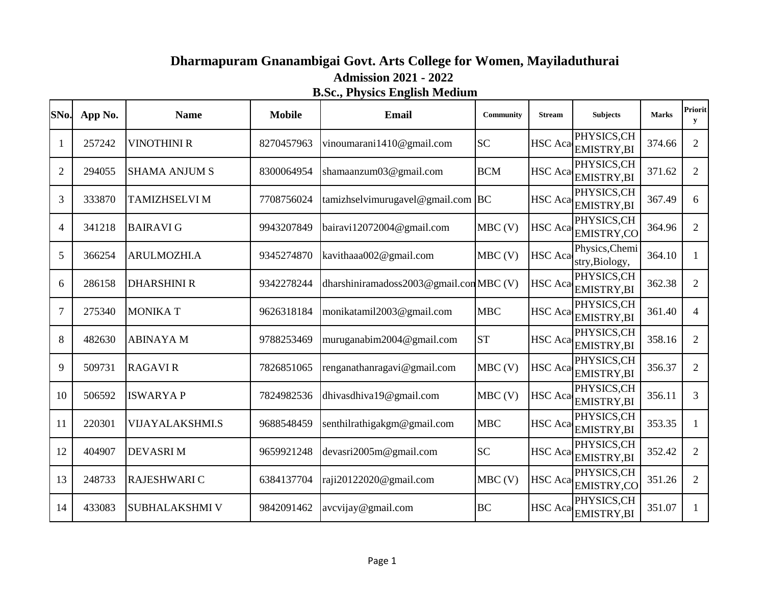# Dharmapuram Gnanambigai Govt. Arts College for Women, Mayiladuthurai

## Admission 2021 - 2022

### B.Sc., Physics English Medium

| SNo. | App No. | Name | Mobile | Email | Community | Stream | Subjects | Marks | Priority |
|---|---|---|---|---|---|---|---|---|---|
| 1 | 257242 | VINOTHINI R | 8270457963 | vinoumarani1410@gmail.com | SC | HSC Aca | PHYSICS,CHEMISTRY,BI | 374.66 | 2 |
| 2 | 294055 | SHAMA ANJUM S | 8300064954 | shamaanzum03@gmail.com | BCM | HSC Aca | PHYSICS,CHEMISTRY,BI | 371.62 | 2 |
| 3 | 333870 | TAMIZHSELVI M | 7708756024 | tamizhselvimurugavel@gmail.com | BC | HSC Aca | PHYSICS,CHEMISTRY,BI | 367.49 | 6 |
| 4 | 341218 | BAIRAVI G | 9943207849 | bairavi12072004@gmail.com | MBC (V) | HSC Aca | PHYSICS,CHEMISTRY,CO | 364.96 | 2 |
| 5 | 366254 | ARULMOZHI.A | 9345274870 | kavithaaa002@gmail.com | MBC (V) | HSC Aca | Physics,Chemistry,Biology, | 364.10 | 1 |
| 6 | 286158 | DHARSHINI R | 9342278244 | dharshiniramadoss2003@gmail.con | MBC (V) | HSC Aca | PHYSICS,CHEMISTRY,BI | 362.38 | 2 |
| 7 | 275340 | MONIKA T | 9626318184 | monikatamil2003@gmail.com | MBC | HSC Aca | PHYSICS,CHEMISTRY,BI | 361.40 | 4 |
| 8 | 482630 | ABINAYA M | 9788253469 | muruganabim2004@gmail.com | ST | HSC Aca | PHYSICS,CHEMISTRY,BI | 358.16 | 2 |
| 9 | 509731 | RAGAVI R | 7826851065 | renganathanragavi@gmail.com | MBC (V) | HSC Aca | PHYSICS,CHEMISTRY,BI | 356.37 | 2 |
| 10 | 506592 | ISWARYA P | 7824982536 | dhivasdhiva19@gmail.com | MBC (V) | HSC Aca | PHYSICS,CHEMISTRY,BI | 356.11 | 3 |
| 11 | 220301 | VIJAYALAKSHMI.S | 9688548459 | senthilrathigakgm@gmail.com | MBC | HSC Aca | PHYSICS,CHEMISTRY,BI | 353.35 | 1 |
| 12 | 404907 | DEVASRI M | 9659921248 | devasri2005m@gmail.com | SC | HSC Aca | PHYSICS,CHEMISTRY,BI | 352.42 | 2 |
| 13 | 248733 | RAJESHWARI C | 6384137704 | raji20122020@gmail.com | MBC (V) | HSC Aca | PHYSICS,CHEMISTRY,CO | 351.26 | 2 |
| 14 | 433083 | SUBHALAKSHMI V | 9842091462 | avcvijay@gmail.com | BC | HSC Aca | PHYSICS,CHEMISTRY,BI | 351.07 | 1 |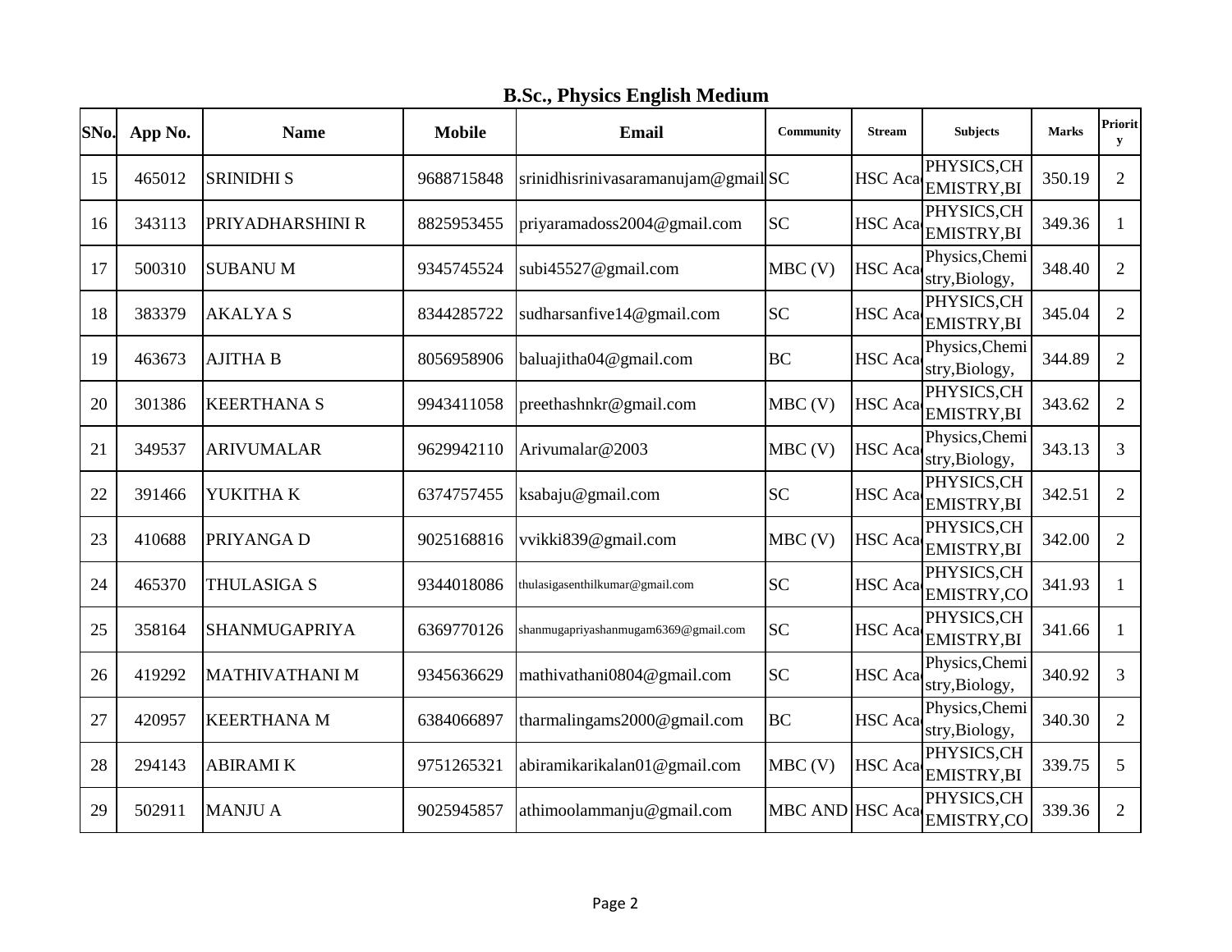## B.Sc., Physics English Medium

| SNo. | App No. | Name | Mobile | Email | Community | Stream | Subjects | Marks | Priority |
|---|---|---|---|---|---|---|---|---|---|
| 15 | 465012 | SRINIDHI S | 9688715848 | srinidhisrinivasaramanujam@gmail | SC | HSC Aca | PHYSICS,CHEMISTRY,BI | 350.19 | 2 |
| 16 | 343113 | PRIYADHARSHINI R | 8825953455 | priyaramadoss2004@gmail.com | SC | HSC Aca | PHYSICS,CHEMISTRY,BI | 349.36 | 1 |
| 17 | 500310 | SUBANU M | 9345745524 | subi45527@gmail.com | MBC (V) | HSC Aca | Physics,Chemistry,Biology, | 348.40 | 2 |
| 18 | 383379 | AKALYA S | 8344285722 | sudharsanfive14@gmail.com | SC | HSC Aca | PHYSICS,CHEMISTRY,BI | 345.04 | 2 |
| 19 | 463673 | AJITHA B | 8056958906 | baluajitha04@gmail.com | BC | HSC Aca | Physics,Chemistry,Biology, | 344.89 | 2 |
| 20 | 301386 | KEERTHANA S | 9943411058 | preethashnkr@gmail.com | MBC (V) | HSC Aca | PHYSICS,CHEMISTRY,BI | 343.62 | 2 |
| 21 | 349537 | ARIVUMALAR | 9629942110 | Arivumalar@2003 | MBC (V) | HSC Aca | Physics,Chemistry,Biology, | 343.13 | 3 |
| 22 | 391466 | YUKITHA K | 6374757455 | ksabaju@gmail.com | SC | HSC Aca | PHYSICS,CHEMISTRY,BI | 342.51 | 2 |
| 23 | 410688 | PRIYANGA D | 9025168816 | vvikki839@gmail.com | MBC (V) | HSC Aca | PHYSICS,CHEMISTRY,BI | 342.00 | 2 |
| 24 | 465370 | THULASIGA S | 9344018086 | thulasigasenthilkumar@gmail.com | SC | HSC Aca | PHYSICS,CHEMISTRY,CO | 341.93 | 1 |
| 25 | 358164 | SHANMUGAPRIYA | 6369770126 | shanmugapriyashanmugam6369@gmail.com | SC | HSC Aca | PHYSICS,CHEMISTRY,BI | 341.66 | 1 |
| 26 | 419292 | MATHIVATHANI M | 9345636629 | mathivathani0804@gmail.com | SC | HSC Aca | Physics,Chemistry,Biology, | 340.92 | 3 |
| 27 | 420957 | KEERTHANA M | 6384066897 | tharmalingams2000@gmail.com | BC | HSC Aca | Physics,Chemistry,Biology, | 340.30 | 2 |
| 28 | 294143 | ABIRAMI K | 9751265321 | abiramikarikalan01@gmail.com | MBC (V) | HSC Aca | PHYSICS,CHEMISTRY,BI | 339.75 | 5 |
| 29 | 502911 | MANJU A | 9025945857 | athimoolammanju@gmail.com | MBC AND | HSC Aca | PHYSICS,CHEMISTRY,CO | 339.36 | 2 |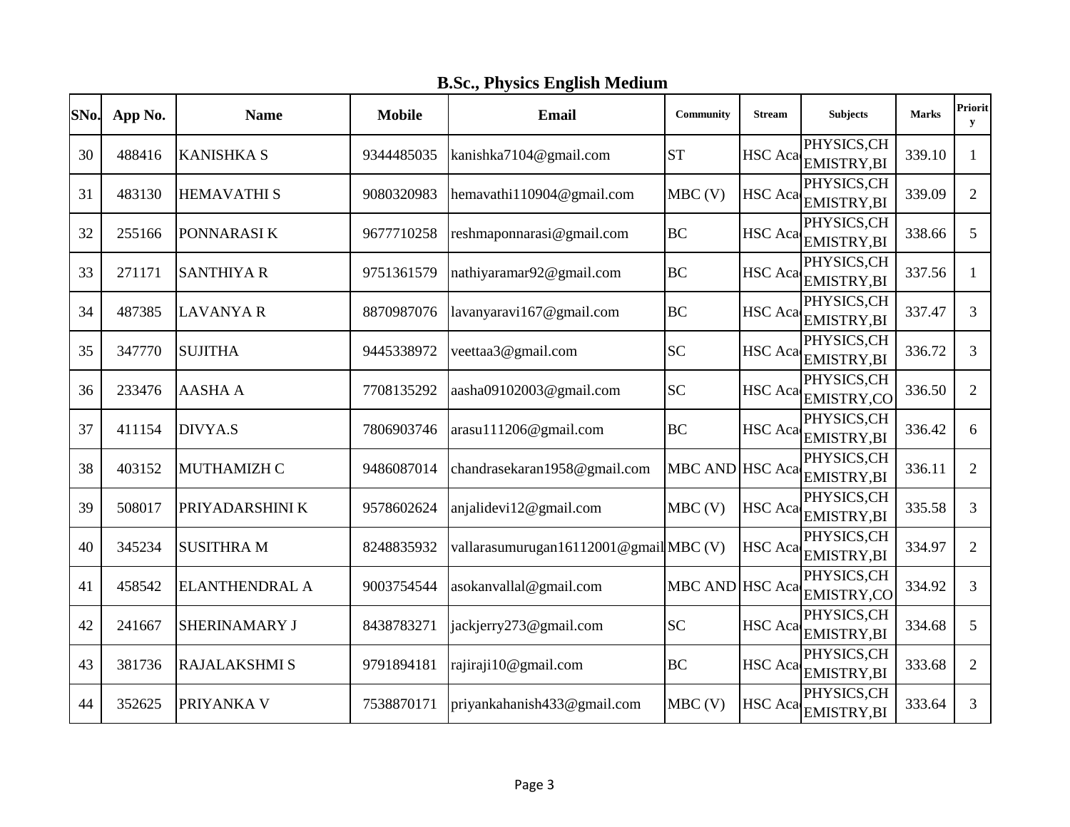## B.Sc., Physics English Medium

| SNo. | App No. | Name | Mobile | Email | Community | Stream | Subjects | Marks | Priority |
|---|---|---|---|---|---|---|---|---|---|
| 30 | 488416 | KANISHKA S | 9344485035 | kanishka7104@gmail.com | ST | HSC Aca | PHYSICS,CHEMISTRY,BI | 339.10 | 1 |
| 31 | 483130 | HEMAVATHI S | 9080320983 | hemavathi110904@gmail.com | MBC (V) | HSC Aca | PHYSICS,CHEMISTRY,BI | 339.09 | 2 |
| 32 | 255166 | PONNARASI K | 9677710258 | reshmaponnarasi@gmail.com | BC | HSC Aca | PHYSICS,CHEMISTRY,BI | 338.66 | 5 |
| 33 | 271171 | SANTHIYA R | 9751361579 | nathiyaramar92@gmail.com | BC | HSC Aca | PHYSICS,CHEMISTRY,BI | 337.56 | 1 |
| 34 | 487385 | LAVANYA R | 8870987076 | lavanyaravi167@gmail.com | BC | HSC Aca | PHYSICS,CHEMISTRY,BI | 337.47 | 3 |
| 35 | 347770 | SUJITHA | 9445338972 | veettaa3@gmail.com | SC | HSC Aca | PHYSICS,CHEMISTRY,BI | 336.72 | 3 |
| 36 | 233476 | AASHA A | 7708135292 | aasha09102003@gmail.com | SC | HSC Aca | PHYSICS,CHEMISTRY,CO | 336.50 | 2 |
| 37 | 411154 | DIVYA.S | 7806903746 | arasu111206@gmail.com | BC | HSC Aca | PHYSICS,CHEMISTRY,BI | 336.42 | 6 |
| 38 | 403152 | MUTHAMIZH C | 9486087014 | chandrasekaran1958@gmail.com | MBC AND | HSC Aca | PHYSICS,CHEMISTRY,BI | 336.11 | 2 |
| 39 | 508017 | PRIYADARSHINI K | 9578602624 | anjalidevi12@gmail.com | MBC (V) | HSC Aca | PHYSICS,CHEMISTRY,BI | 335.58 | 3 |
| 40 | 345234 | SUSITHRA M | 8248835932 | vallarasumurugan16112001@gmail | MBC (V) | HSC Aca | PHYSICS,CHEMISTRY,BI | 334.97 | 2 |
| 41 | 458542 | ELANTHENDRAL A | 9003754544 | asokanvallal@gmail.com | MBC AND | HSC Aca | PHYSICS,CHEMISTRY,CO | 334.92 | 3 |
| 42 | 241667 | SHERINAMARY J | 8438783271 | jackjerry273@gmail.com | SC | HSC Aca | PHYSICS,CHEMISTRY,BI | 334.68 | 5 |
| 43 | 381736 | RAJALAKSHMI S | 9791894181 | rajiraji10@gmail.com | BC | HSC Aca | PHYSICS,CHEMISTRY,BI | 333.68 | 2 |
| 44 | 352625 | PRIYANKA V | 7538870171 | priyankahanish433@gmail.com | MBC (V) | HSC Aca | PHYSICS,CHEMISTRY,BI | 333.64 | 3 |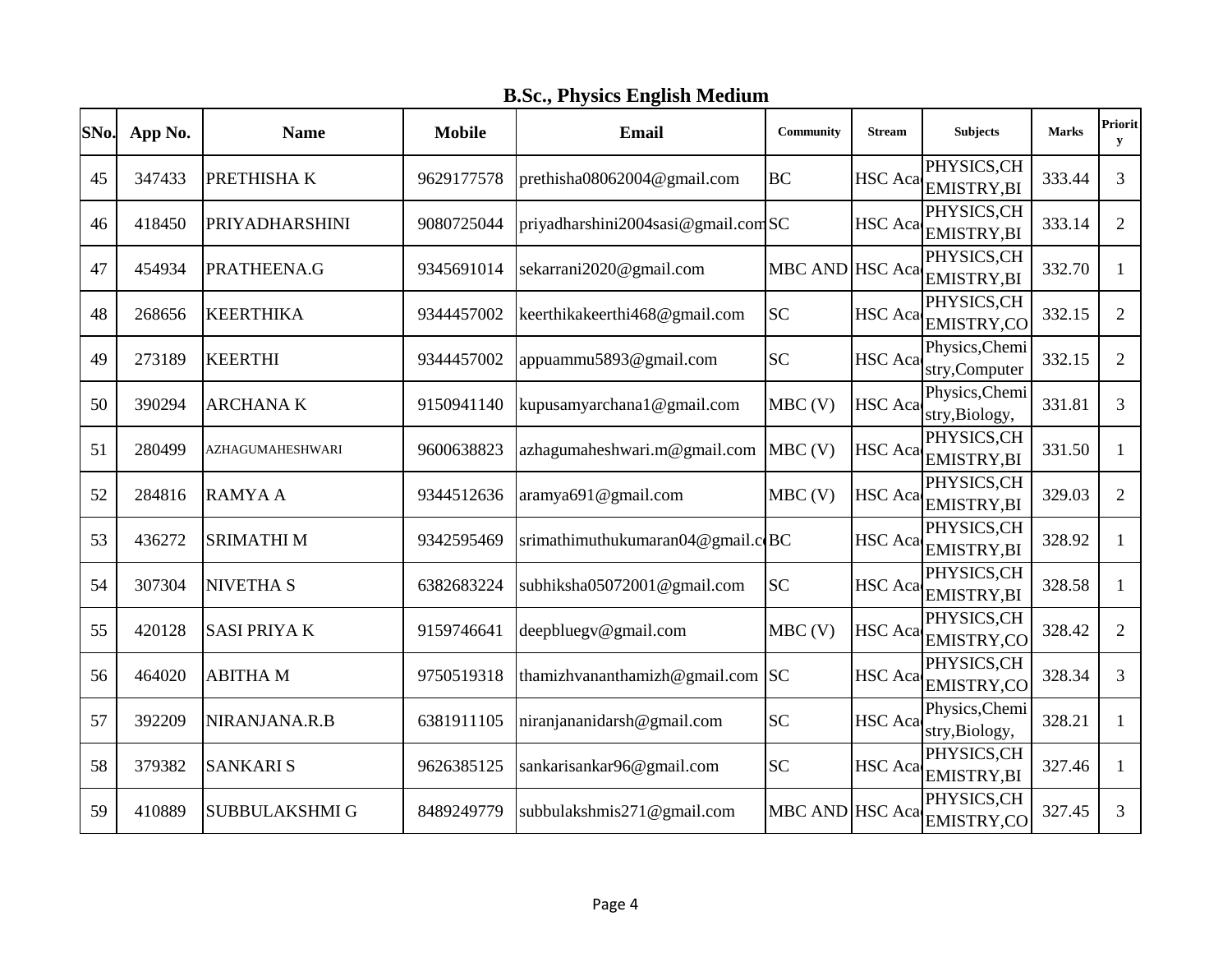## B.Sc., Physics English Medium

| SNo. | App No. | Name | Mobile | Email | Community | Stream | Subjects | Marks | Priority |
|---|---|---|---|---|---|---|---|---|---|
| 45 | 347433 | PRETHISHA K | 9629177578 | prethisha08062004@gmail.com | BC | HSC Aca | PHYSICS,CHEMISTRY,BI | 333.44 | 3 |
| 46 | 418450 | PRIYADHARSHINI | 9080725044 | priyadharshini2004sasi@gmail.com | SC | HSC Aca | PHYSICS,CHEMISTRY,BI | 333.14 | 2 |
| 47 | 454934 | PRATHEENA.G | 9345691014 | sekarrani2020@gmail.com | MBC AND | HSC Aca | PHYSICS,CHEMISTRY,BI | 332.70 | 1 |
| 48 | 268656 | KEERTHIKA | 9344457002 | keerthikakeerthi468@gmail.com | SC | HSC Aca | PHYSICS,CHEMISTRY,CO | 332.15 | 2 |
| 49 | 273189 | KEERTHI | 9344457002 | appuammu5893@gmail.com | SC | HSC Aca | Physics,Chemistry,Computer | 332.15 | 2 |
| 50 | 390294 | ARCHANA K | 9150941140 | kupusamyarchana1@gmail.com | MBC (V) | HSC Aca | Physics,Chemistry,Biology, | 331.81 | 3 |
| 51 | 280499 | AZHAGUMAHESHWARI | 9600638823 | azhagumaheshwari.m@gmail.com | MBC (V) | HSC Aca | PHYSICS,CHEMISTRY,BI | 331.50 | 1 |
| 52 | 284816 | RAMYA A | 9344512636 | aramya691@gmail.com | MBC (V) | HSC Aca | PHYSICS,CHEMISTRY,BI | 329.03 | 2 |
| 53 | 436272 | SRIMATHI M | 9342595469 | srimathimuthukumaran04@gmail.c | BC | HSC Aca | PHYSICS,CHEMISTRY,BI | 328.92 | 1 |
| 54 | 307304 | NIVETHA S | 6382683224 | subhiksha05072001@gmail.com | SC | HSC Aca | PHYSICS,CHEMISTRY,BI | 328.58 | 1 |
| 55 | 420128 | SASI PRIYA K | 9159746641 | deepbluegv@gmail.com | MBC (V) | HSC Aca | PHYSICS,CHEMISTRY,CO | 328.42 | 2 |
| 56 | 464020 | ABITHA M | 9750519318 | thamizhvananthamizh@gmail.com | SC | HSC Aca | PHYSICS,CHEMISTRY,CO | 328.34 | 3 |
| 57 | 392209 | NIRANJANA.R.B | 6381911105 | niranjananidarsh@gmail.com | SC | HSC Aca | Physics,Chemistry,Biology, | 328.21 | 1 |
| 58 | 379382 | SANKARI S | 9626385125 | sankarisankar96@gmail.com | SC | HSC Aca | PHYSICS,CHEMISTRY,BI | 327.46 | 1 |
| 59 | 410889 | SUBBULAKSHMI G | 8489249779 | subbulakshmis271@gmail.com | MBC AND | HSC Aca | PHYSICS,CHEMISTRY,CO | 327.45 | 3 |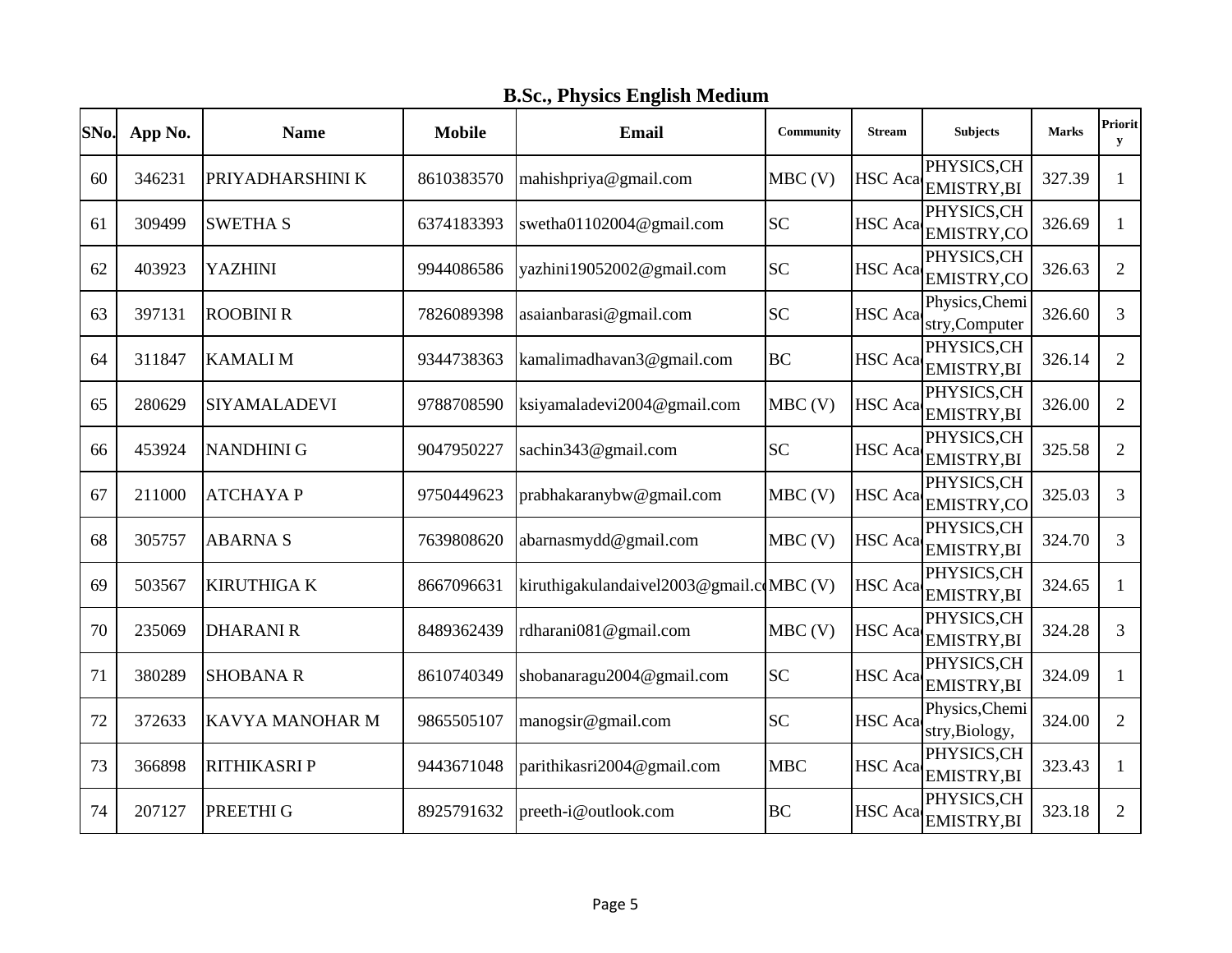## B.Sc., Physics English Medium

| SNo. | App No. | Name | Mobile | Email | Community | Stream | Subjects | Marks | Priority |
|---|---|---|---|---|---|---|---|---|---|
| 60 | 346231 | PRIYADHARSHINI K | 8610383570 | mahishpriya@gmail.com | MBC (V) | HSC Aca | PHYSICS,CHEMISTRY,BI | 327.39 | 1 |
| 61 | 309499 | SWETHA S | 6374183393 | swetha01102004@gmail.com | SC | HSC Aca | PHYSICS,CHEMISTRY,CO | 326.69 | 1 |
| 62 | 403923 | YAZHINI | 9944086586 | yazhini19052002@gmail.com | SC | HSC Aca | PHYSICS,CHEMISTRY,CO | 326.63 | 2 |
| 63 | 397131 | ROOBINI R | 7826089398 | asaianbarasi@gmail.com | SC | HSC Aca | Physics,Chemistry,Computer | 326.60 | 3 |
| 64 | 311847 | KAMALI M | 9344738363 | kamalimadhavan3@gmail.com | BC | HSC Aca | PHYSICS,CHEMISTRY,BI | 326.14 | 2 |
| 65 | 280629 | SIYAMALADEVI | 9788708590 | ksiyamaladevi2004@gmail.com | MBC (V) | HSC Aca | PHYSICS,CHEMISTRY,BI | 326.00 | 2 |
| 66 | 453924 | NANDHINI G | 9047950227 | sachin343@gmail.com | SC | HSC Aca | PHYSICS,CHEMISTRY,BI | 325.58 | 2 |
| 67 | 211000 | ATCHAYA P | 9750449623 | prabhakaranybw@gmail.com | MBC (V) | HSC Aca | PHYSICS,CHEMISTRY,CO | 325.03 | 3 |
| 68 | 305757 | ABARNA S | 7639808620 | abarnasmydd@gmail.com | MBC (V) | HSC Aca | PHYSICS,CHEMISTRY,BI | 324.70 | 3 |
| 69 | 503567 | KIRUTHIGA K | 8667096631 | kiruthigakulandaivel2003@gmail.c | MBC (V) | HSC Aca | PHYSICS,CHEMISTRY,BI | 324.65 | 1 |
| 70 | 235069 | DHARANI R | 8489362439 | rdharani081@gmail.com | MBC (V) | HSC Aca | PHYSICS,CHEMISTRY,BI | 324.28 | 3 |
| 71 | 380289 | SHOBANA R | 8610740349 | shobanaragu2004@gmail.com | SC | HSC Aca | PHYSICS,CHEMISTRY,BI | 324.09 | 1 |
| 72 | 372633 | KAVYA MANOHAR M | 9865505107 | manogsir@gmail.com | SC | HSC Aca | Physics,Chemistry,Biology, | 324.00 | 2 |
| 73 | 366898 | RITHIKASRI P | 9443671048 | parithikasri2004@gmail.com | MBC | HSC Aca | PHYSICS,CHEMISTRY,BI | 323.43 | 1 |
| 74 | 207127 | PREETHI G | 8925791632 | preeth-i@outlook.com | BC | HSC Aca | PHYSICS,CHEMISTRY,BI | 323.18 | 2 |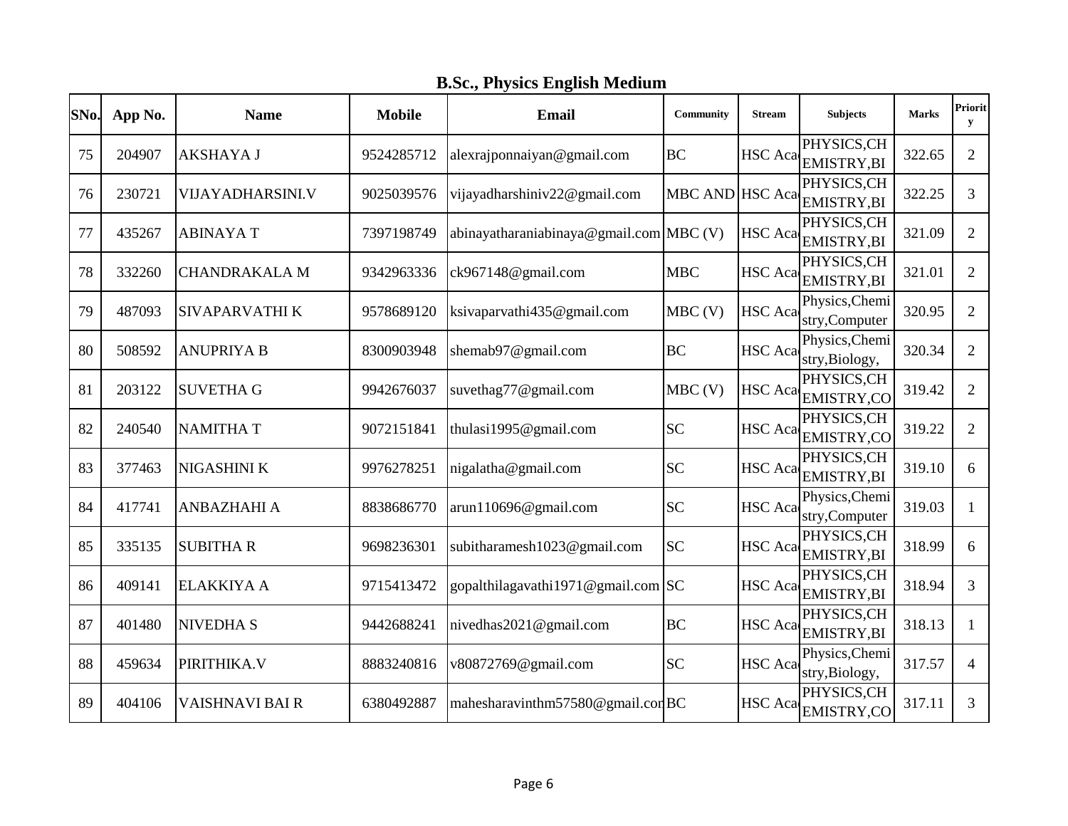## B.Sc., Physics English Medium

| SNo. | App No. | Name | Mobile | Email | Community | Stream | Subjects | Marks | Priority |
|---|---|---|---|---|---|---|---|---|---|
| 75 | 204907 | AKSHAYA J | 9524285712 | alexrajponnaiyan@gmail.com | BC | HSC Aca | PHYSICS,CHEMISTRY,BI | 322.65 | 2 |
| 76 | 230721 | VIJAYADHARSINI.V | 9025039576 | vijayadharshiniv22@gmail.com | MBC AND | HSC Aca | PHYSICS,CHEMISTRY,BI | 322.25 | 3 |
| 77 | 435267 | ABINAYA T | 7397198749 | abinayatharaniabinaya@gmail.com | MBC (V) | HSC Aca | PHYSICS,CHEMISTRY,BI | 321.09 | 2 |
| 78 | 332260 | CHANDRAKALA M | 9342963336 | ck967148@gmail.com | MBC | HSC Aca | PHYSICS,CHEMISTRY,BI | 321.01 | 2 |
| 79 | 487093 | SIVAPARVATHI K | 9578689120 | ksivaparvathi435@gmail.com | MBC (V) | HSC Aca | Physics,Chemistry,Computer | 320.95 | 2 |
| 80 | 508592 | ANUPRIYA B | 8300903948 | shemab97@gmail.com | BC | HSC Aca | Physics,Chemistry,Biology, | 320.34 | 2 |
| 81 | 203122 | SUVETHA G | 9942676037 | suvethag77@gmail.com | MBC (V) | HSC Aca | PHYSICS,CHEMISTRY,CO | 319.42 | 2 |
| 82 | 240540 | NAMITHA T | 9072151841 | thulasi1995@gmail.com | SC | HSC Aca | PHYSICS,CHEMISTRY,CO | 319.22 | 2 |
| 83 | 377463 | NIGASHINI K | 9976278251 | nigalatha@gmail.com | SC | HSC Aca | PHYSICS,CHEMISTRY,BI | 319.10 | 6 |
| 84 | 417741 | ANBAZHAHI A | 8838686770 | arun110696@gmail.com | SC | HSC Aca | Physics,Chemistry,Computer | 319.03 | 1 |
| 85 | 335135 | SUBITHA R | 9698236301 | subitharamesh1023@gmail.com | SC | HSC Aca | PHYSICS,CHEMISTRY,BI | 318.99 | 6 |
| 86 | 409141 | ELAKKIYA A | 9715413472 | gopalthilagavathi1971@gmail.com | SC | HSC Aca | PHYSICS,CHEMISTRY,BI | 318.94 | 3 |
| 87 | 401480 | NIVEDHA S | 9442688241 | nivedhas2021@gmail.com | BC | HSC Aca | PHYSICS,CHEMISTRY,BI | 318.13 | 1 |
| 88 | 459634 | PIRITHIKA.V | 8883240816 | v80872769@gmail.com | SC | HSC Aca | Physics,Chemistry,Biology, | 317.57 | 4 |
| 89 | 404106 | VAISHNAVI BAI R | 6380492887 | mahesharavinthm57580@gmail.con | BC | HSC Aca | PHYSICS,CHEMISTRY,CO | 317.11 | 3 |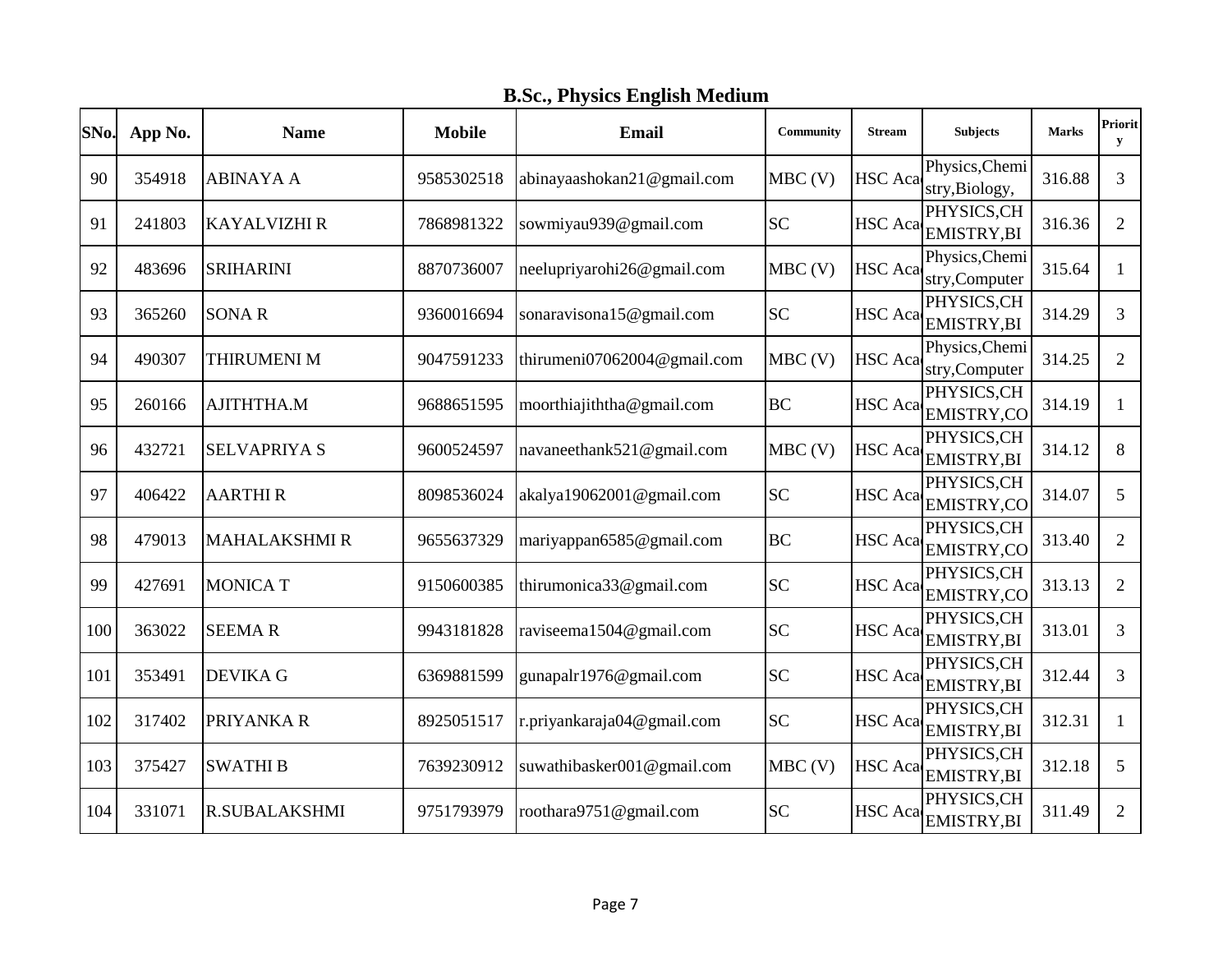## B.Sc., Physics English Medium

| SNo. | App No. | Name | Mobile | Email | Community | Stream | Subjects | Marks | Priority |
|---|---|---|---|---|---|---|---|---|---|
| 90 | 354918 | ABINAYA A | 9585302518 | abinayaashokan21@gmail.com | MBC (V) | HSC Aca | Physics,Chemistry,Biology, | 316.88 | 3 |
| 91 | 241803 | KAYALVIZHI R | 7868981322 | sowmiyau939@gmail.com | SC | HSC Aca | PHYSICS,CHEMISTRY,BI | 316.36 | 2 |
| 92 | 483696 | SRIHARINI | 8870736007 | neelupriyarohi26@gmail.com | MBC (V) | HSC Aca | Physics,Chemistry,Computer | 315.64 | 1 |
| 93 | 365260 | SONA R | 9360016694 | sonaravisona15@gmail.com | SC | HSC Aca | PHYSICS,CHEMISTRY,BI | 314.29 | 3 |
| 94 | 490307 | THIRUMENI M | 9047591233 | thirumeni07062004@gmail.com | MBC (V) | HSC Aca | Physics,Chemistry,Computer | 314.25 | 2 |
| 95 | 260166 | AJITHTHA.M | 9688651595 | moorthiajiththa@gmail.com | BC | HSC Aca | PHYSICS,CHEMISTRY,CO | 314.19 | 1 |
| 96 | 432721 | SELVAPRIYA S | 9600524597 | navaneethank521@gmail.com | MBC (V) | HSC Aca | PHYSICS,CHEMISTRY,BI | 314.12 | 8 |
| 97 | 406422 | AARTHI R | 8098536024 | akalya19062001@gmail.com | SC | HSC Aca | PHYSICS,CHEMISTRY,CO | 314.07 | 5 |
| 98 | 479013 | MAHALAKSHMI R | 9655637329 | mariyappan6585@gmail.com | BC | HSC Aca | PHYSICS,CHEMISTRY,CO | 313.40 | 2 |
| 99 | 427691 | MONICA T | 9150600385 | thirumonica33@gmail.com | SC | HSC Aca | PHYSICS,CHEMISTRY,CO | 313.13 | 2 |
| 100 | 363022 | SEEMA R | 9943181828 | raviseema1504@gmail.com | SC | HSC Aca | PHYSICS,CHEMISTRY,BI | 313.01 | 3 |
| 101 | 353491 | DEVIKA G | 6369881599 | gunapalr1976@gmail.com | SC | HSC Aca | PHYSICS,CHEMISTRY,BI | 312.44 | 3 |
| 102 | 317402 | PRIYANKA R | 8925051517 | r.priyankaraja04@gmail.com | SC | HSC Aca | PHYSICS,CHEMISTRY,BI | 312.31 | 1 |
| 103 | 375427 | SWATHI B | 7639230912 | suwathibasker001@gmail.com | MBC (V) | HSC Aca | PHYSICS,CHEMISTRY,BI | 312.18 | 5 |
| 104 | 331071 | R.SUBALAKSHMI | 9751793979 | roothara9751@gmail.com | SC | HSC Aca | PHYSICS,CHEMISTRY,BI | 311.49 | 2 |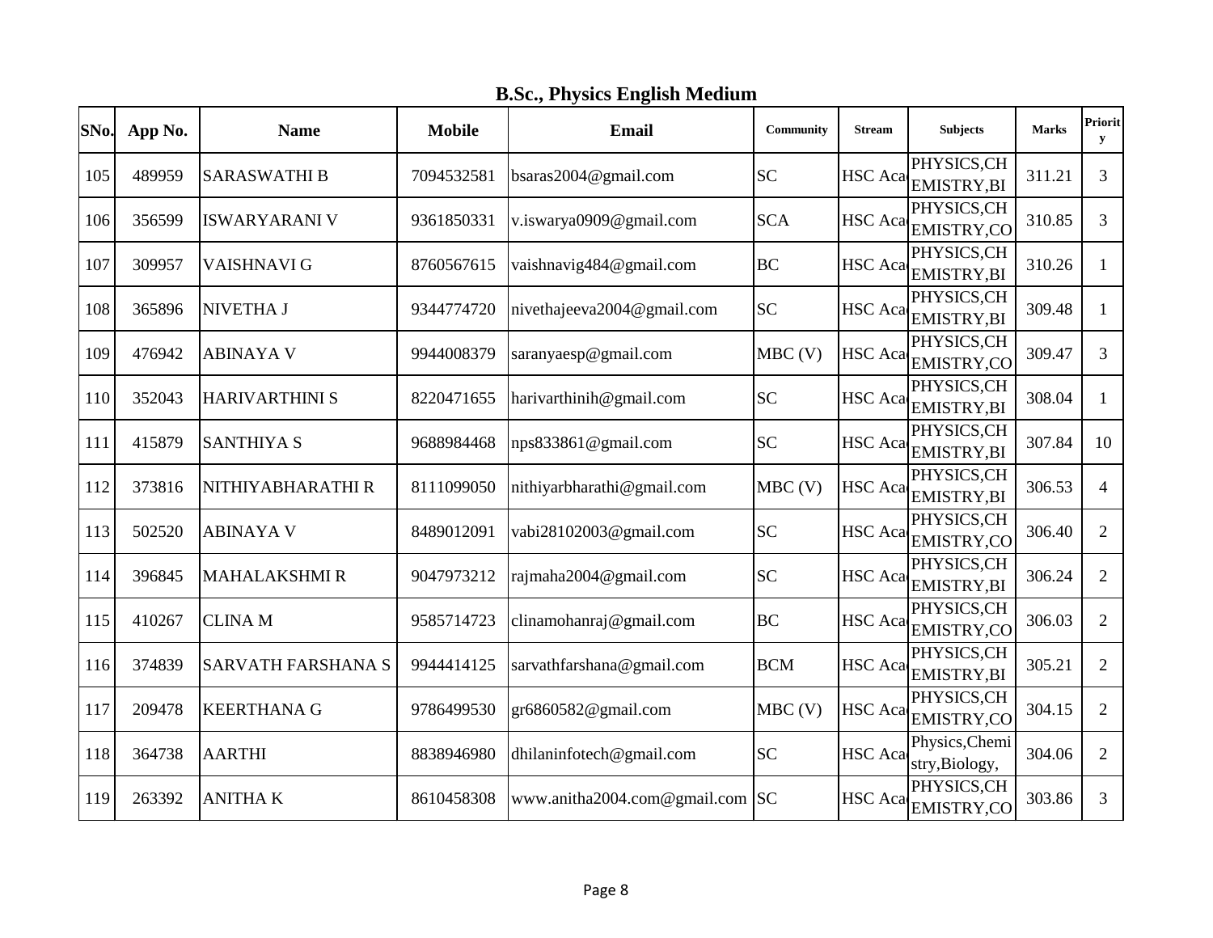## B.Sc., Physics English Medium

| SNo. | App No. | Name | Mobile | Email | Community | Stream | Subjects | Marks | Priority |
|---|---|---|---|---|---|---|---|---|---|
| 105 | 489959 | SARASWATHI B | 7094532581 | bsaras2004@gmail.com | SC | HSC Aca | PHYSICS,CHEMISTRY,BI | 311.21 | 3 |
| 106 | 356599 | ISWARYARANI V | 9361850331 | v.iswarya0909@gmail.com | SCA | HSC Aca | PHYSICS,CHEMISTRY,CO | 310.85 | 3 |
| 107 | 309957 | VAISHNAVI G | 8760567615 | vaishnavig484@gmail.com | BC | HSC Aca | PHYSICS,CHEMISTRY,BI | 310.26 | 1 |
| 108 | 365896 | NIVETHA J | 9344774720 | nivethajeeva2004@gmail.com | SC | HSC Aca | PHYSICS,CHEMISTRY,BI | 309.48 | 1 |
| 109 | 476942 | ABINAYA V | 9944008379 | saranyaesp@gmail.com | MBC (V) | HSC Aca | PHYSICS,CHEMISTRY,CO | 309.47 | 3 |
| 110 | 352043 | HARIVARTHINI S | 8220471655 | harivarthinih@gmail.com | SC | HSC Aca | PHYSICS,CHEMISTRY,BI | 308.04 | 1 |
| 111 | 415879 | SANTHIYA S | 9688984468 | nps833861@gmail.com | SC | HSC Aca | PHYSICS,CHEMISTRY,BI | 307.84 | 10 |
| 112 | 373816 | NITHIYABHARATHI R | 8111099050 | nithiyarbharathi@gmail.com | MBC (V) | HSC Aca | PHYSICS,CHEMISTRY,BI | 306.53 | 4 |
| 113 | 502520 | ABINAYA V | 8489012091 | vabi28102003@gmail.com | SC | HSC Aca | PHYSICS,CHEMISTRY,CO | 306.40 | 2 |
| 114 | 396845 | MAHALAKSHMI R | 9047973212 | rajmaha2004@gmail.com | SC | HSC Aca | PHYSICS,CHEMISTRY,BI | 306.24 | 2 |
| 115 | 410267 | CLINA M | 9585714723 | clinamohanraj@gmail.com | BC | HSC Aca | PHYSICS,CHEMISTRY,CO | 306.03 | 2 |
| 116 | 374839 | SARVATH FARSHANA S | 9944414125 | sarvathfarshana@gmail.com | BCM | HSC Aca | PHYSICS,CHEMISTRY,BI | 305.21 | 2 |
| 117 | 209478 | KEERTHANA G | 9786499530 | gr6860582@gmail.com | MBC (V) | HSC Aca | PHYSICS,CHEMISTRY,CO | 304.15 | 2 |
| 118 | 364738 | AARTHI | 8838946980 | dhilaninfotech@gmail.com | SC | HSC Aca | Physics,Chemistry,Biology, | 304.06 | 2 |
| 119 | 263392 | ANITHA K | 8610458308 | www.anitha2004.com@gmail.com | SC | HSC Aca | PHYSICS,CHEMISTRY,CO | 303.86 | 3 |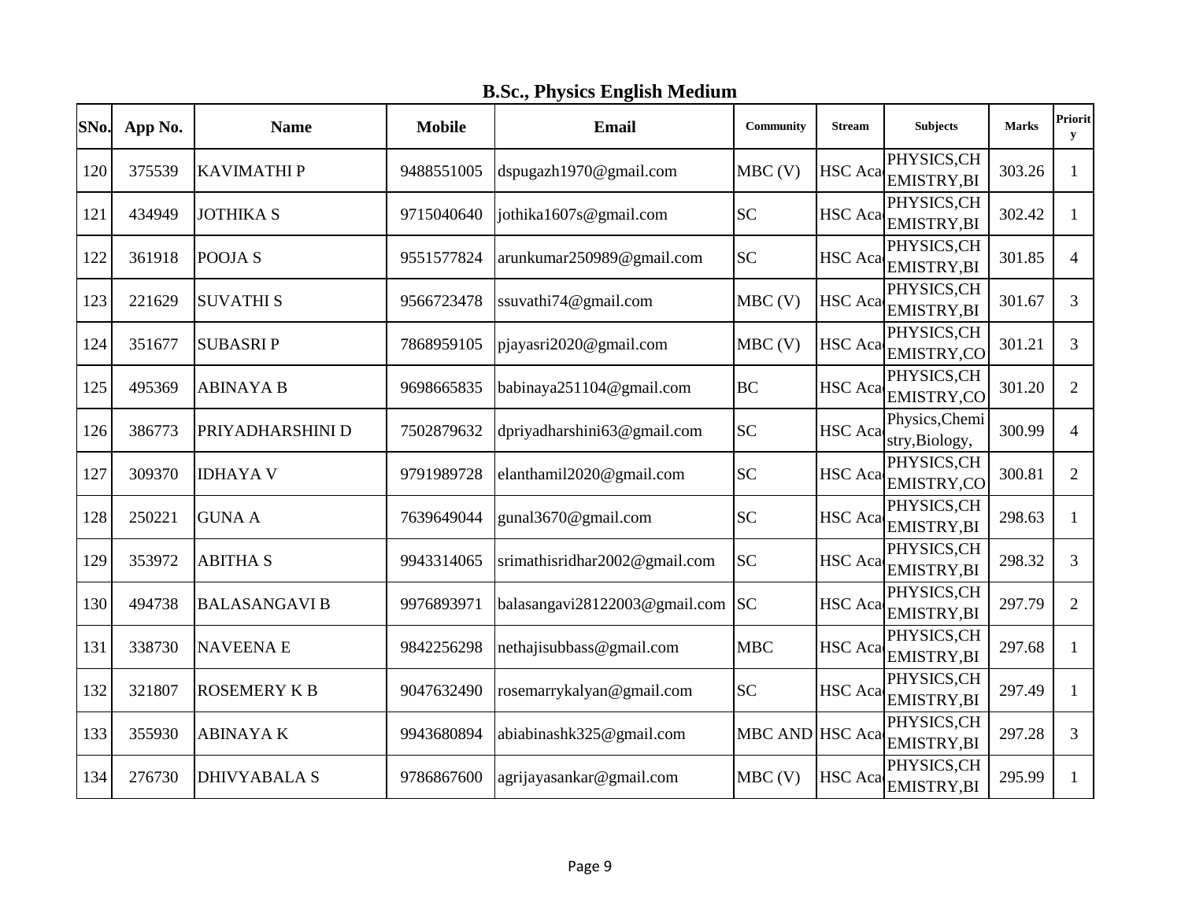## B.Sc., Physics English Medium

| SNo. | App No. | Name | Mobile | Email | Community | Stream | Subjects | Marks | Priority |
|---|---|---|---|---|---|---|---|---|---|
| 120 | 375539 | KAVIMATHI P | 9488551005 | dspugazh1970@gmail.com | MBC (V) | HSC Aca | PHYSICS,CHEMISTRY,BI | 303.26 | 1 |
| 121 | 434949 | JOTHIKA S | 9715040640 | jothika1607s@gmail.com | SC | HSC Aca | PHYSICS,CHEMISTRY,BI | 302.42 | 1 |
| 122 | 361918 | POOJA S | 9551577824 | arunkumar250989@gmail.com | SC | HSC Aca | PHYSICS,CHEMISTRY,BI | 301.85 | 4 |
| 123 | 221629 | SUVATHI S | 9566723478 | ssuvathi74@gmail.com | MBC (V) | HSC Aca | PHYSICS,CHEMISTRY,BI | 301.67 | 3 |
| 124 | 351677 | SUBASRI P | 7868959105 | pjayasri2020@gmail.com | MBC (V) | HSC Aca | PHYSICS,CHEMISTRY,CO | 301.21 | 3 |
| 125 | 495369 | ABINAYA B | 9698665835 | babinaya251104@gmail.com | BC | HSC Aca | PHYSICS,CHEMISTRY,CO | 301.20 | 2 |
| 126 | 386773 | PRIYADHARSHINI D | 7502879632 | dpriyadharshini63@gmail.com | SC | HSC Aca | Physics,Chemistry,Biology, | 300.99 | 4 |
| 127 | 309370 | IDHAYA V | 9791989728 | elanthamil2020@gmail.com | SC | HSC Aca | PHYSICS,CHEMISTRY,CO | 300.81 | 2 |
| 128 | 250221 | GUNA A | 7639649044 | gunal3670@gmail.com | SC | HSC Aca | PHYSICS,CHEMISTRY,BI | 298.63 | 1 |
| 129 | 353972 | ABITHA S | 9943314065 | srimathisridhar2002@gmail.com | SC | HSC Aca | PHYSICS,CHEMISTRY,BI | 298.32 | 3 |
| 130 | 494738 | BALASANGAVI B | 9976893971 | balasangavi28122003@gmail.com | SC | HSC Aca | PHYSICS,CHEMISTRY,BI | 297.79 | 2 |
| 131 | 338730 | NAVEENA E | 9842256298 | nethajisubbass@gmail.com | MBC | HSC Aca | PHYSICS,CHEMISTRY,BI | 297.68 | 1 |
| 132 | 321807 | ROSEMERY K B | 9047632490 | rosemarrykalyan@gmail.com | SC | HSC Aca | PHYSICS,CHEMISTRY,BI | 297.49 | 1 |
| 133 | 355930 | ABINAYA K | 9943680894 | abiabinashk325@gmail.com | MBC AND | HSC Aca | PHYSICS,CHEMISTRY,BI | 297.28 | 3 |
| 134 | 276730 | DHIVYABALA S | 9786867600 | agrijayasankar@gmail.com | MBC (V) | HSC Aca | PHYSICS,CHEMISTRY,BI | 295.99 | 1 |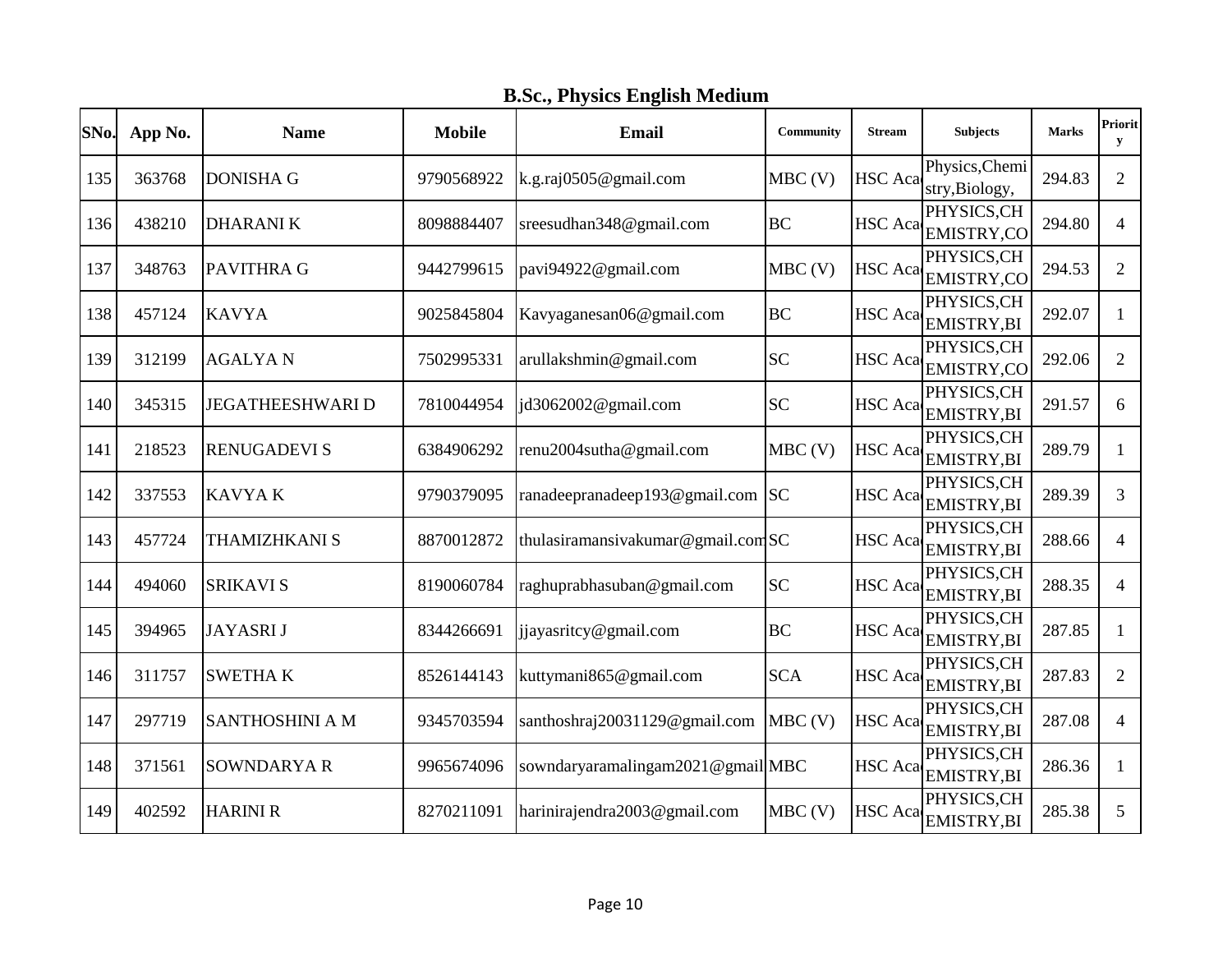## B.Sc., Physics English Medium

| SNo. | App No. | Name | Mobile | Email | Community | Stream | Subjects | Marks | Priority |
|---|---|---|---|---|---|---|---|---|---|
| 135 | 363768 | DONISHA G | 9790568922 | k.g.raj0505@gmail.com | MBC (V) | HSC Aca | Physics,Chemistry,Biology, | 294.83 | 2 |
| 136 | 438210 | DHARANI K | 8098884407 | sreesudhan348@gmail.com | BC | HSC Aca | PHYSICS,CHEMISTRY,CO | 294.80 | 4 |
| 137 | 348763 | PAVITHRA G | 9442799615 | pavi94922@gmail.com | MBC (V) | HSC Aca | PHYSICS,CHEMISTRY,CO | 294.53 | 2 |
| 138 | 457124 | KAVYA | 9025845804 | Kavyaganesan06@gmail.com | BC | HSC Aca | PHYSICS,CHEMISTRY,BI | 292.07 | 1 |
| 139 | 312199 | AGALYA N | 7502995331 | arullakshmin@gmail.com | SC | HSC Aca | PHYSICS,CHEMISTRY,CO | 292.06 | 2 |
| 140 | 345315 | JEGATHEESHWARI D | 7810044954 | jd3062002@gmail.com | SC | HSC Aca | PHYSICS,CHEMISTRY,BI | 291.57 | 6 |
| 141 | 218523 | RENUGADEVI S | 6384906292 | renu2004sutha@gmail.com | MBC (V) | HSC Aca | PHYSICS,CHEMISTRY,BI | 289.79 | 1 |
| 142 | 337553 | KAVYA K | 9790379095 | ranadeepranadeep193@gmail.com | SC | HSC Aca | PHYSICS,CHEMISTRY,BI | 289.39 | 3 |
| 143 | 457724 | THAMIZHKANI S | 8870012872 | thulasiramansivakumar@gmail.com | SC | HSC Aca | PHYSICS,CHEMISTRY,BI | 288.66 | 4 |
| 144 | 494060 | SRIKAVI S | 8190060784 | raghuprabhasuban@gmail.com | SC | HSC Aca | PHYSICS,CHEMISTRY,BI | 288.35 | 4 |
| 145 | 394965 | JAYASRI J | 8344266691 | jjayasritcy@gmail.com | BC | HSC Aca | PHYSICS,CHEMISTRY,BI | 287.85 | 1 |
| 146 | 311757 | SWETHA K | 8526144143 | kuttymani865@gmail.com | SCA | HSC Aca | PHYSICS,CHEMISTRY,BI | 287.83 | 2 |
| 147 | 297719 | SANTHOSHINI A M | 9345703594 | santhoshraj20031129@gmail.com | MBC (V) | HSC Aca | PHYSICS,CHEMISTRY,BI | 287.08 | 4 |
| 148 | 371561 | SOWNDARYA R | 9965674096 | sowndaryaramalingam2021@gmail | MBC | HSC Aca | PHYSICS,CHEMISTRY,BI | 286.36 | 1 |
| 149 | 402592 | HARINI R | 8270211091 | harinirajendra2003@gmail.com | MBC (V) | HSC Aca | PHYSICS,CHEMISTRY,BI | 285.38 | 5 |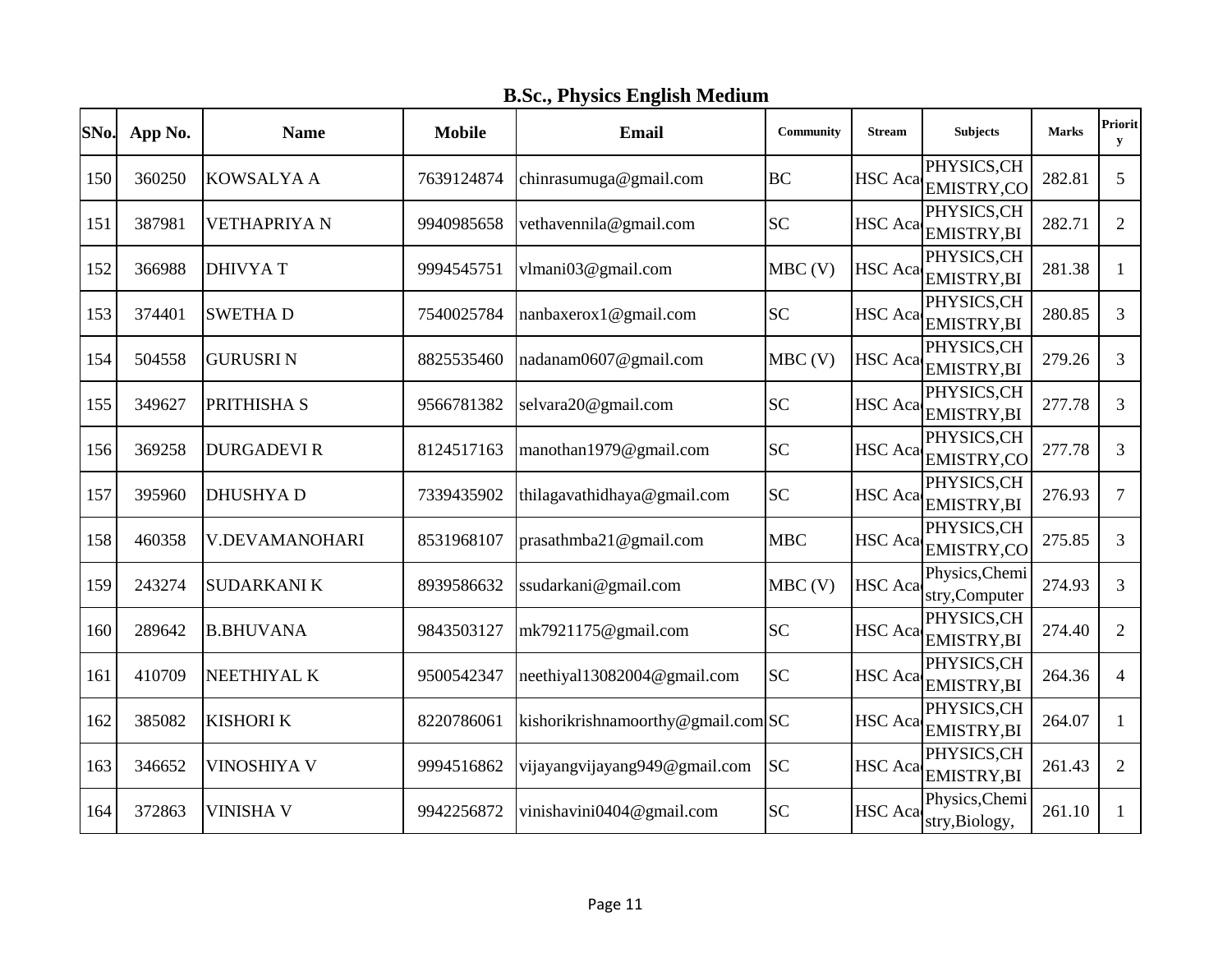## B.Sc., Physics English Medium

| SNo. | App No. | Name | Mobile | Email | Community | Stream | Subjects | Marks | Priority |
|---|---|---|---|---|---|---|---|---|---|
| 150 | 360250 | KOWSALYA A | 7639124874 | chinrasumuga@gmail.com | BC | HSC Aca | PHYSICS,CHEMISTRY,CO | 282.81 | 5 |
| 151 | 387981 | VETHAPRIYA N | 9940985658 | vethavennila@gmail.com | SC | HSC Aca | PHYSICS,CHEMISTRY,BI | 282.71 | 2 |
| 152 | 366988 | DHIVYA T | 9994545751 | vlmani03@gmail.com | MBC (V) | HSC Aca | PHYSICS,CHEMISTRY,BI | 281.38 | 1 |
| 153 | 374401 | SWETHA D | 7540025784 | nanbaxerox1@gmail.com | SC | HSC Aca | PHYSICS,CHEMISTRY,BI | 280.85 | 3 |
| 154 | 504558 | GURUSRI N | 8825535460 | nadanam0607@gmail.com | MBC (V) | HSC Aca | PHYSICS,CHEMISTRY,BI | 279.26 | 3 |
| 155 | 349627 | PRITHISHA S | 9566781382 | selvara20@gmail.com | SC | HSC Aca | PHYSICS,CHEMISTRY,BI | 277.78 | 3 |
| 156 | 369258 | DURGADEVI R | 8124517163 | manothan1979@gmail.com | SC | HSC Aca | PHYSICS,CHEMISTRY,CO | 277.78 | 3 |
| 157 | 395960 | DHUSHYA D | 7339435902 | thilagavathidhaya@gmail.com | SC | HSC Aca | PHYSICS,CHEMISTRY,BI | 276.93 | 7 |
| 158 | 460358 | V.DEVAMANOHARI | 8531968107 | prasathmba21@gmail.com | MBC | HSC Aca | PHYSICS,CHEMISTRY,CO | 275.85 | 3 |
| 159 | 243274 | SUDARKANI K | 8939586632 | ssudarkani@gmail.com | MBC (V) | HSC Aca | Physics,Chemistry,Computer | 274.93 | 3 |
| 160 | 289642 | B.BHUVANA | 9843503127 | mk7921175@gmail.com | SC | HSC Aca | PHYSICS,CHEMISTRY,BI | 274.40 | 2 |
| 161 | 410709 | NEETHIYAL K | 9500542347 | neethiyal13082004@gmail.com | SC | HSC Aca | PHYSICS,CHEMISTRY,BI | 264.36 | 4 |
| 162 | 385082 | KISHORI K | 8220786061 | kishorikrishnamoorthy@gmail.com | SC | HSC Aca | PHYSICS,CHEMISTRY,BI | 264.07 | 1 |
| 163 | 346652 | VINOSHIYA V | 9994516862 | vijayangvijayang949@gmail.com | SC | HSC Aca | PHYSICS,CHEMISTRY,BI | 261.43 | 2 |
| 164 | 372863 | VINISHA V | 9942256872 | vinishavini0404@gmail.com | SC | HSC Aca | Physics,Chemistry,Biology, | 261.10 | 1 |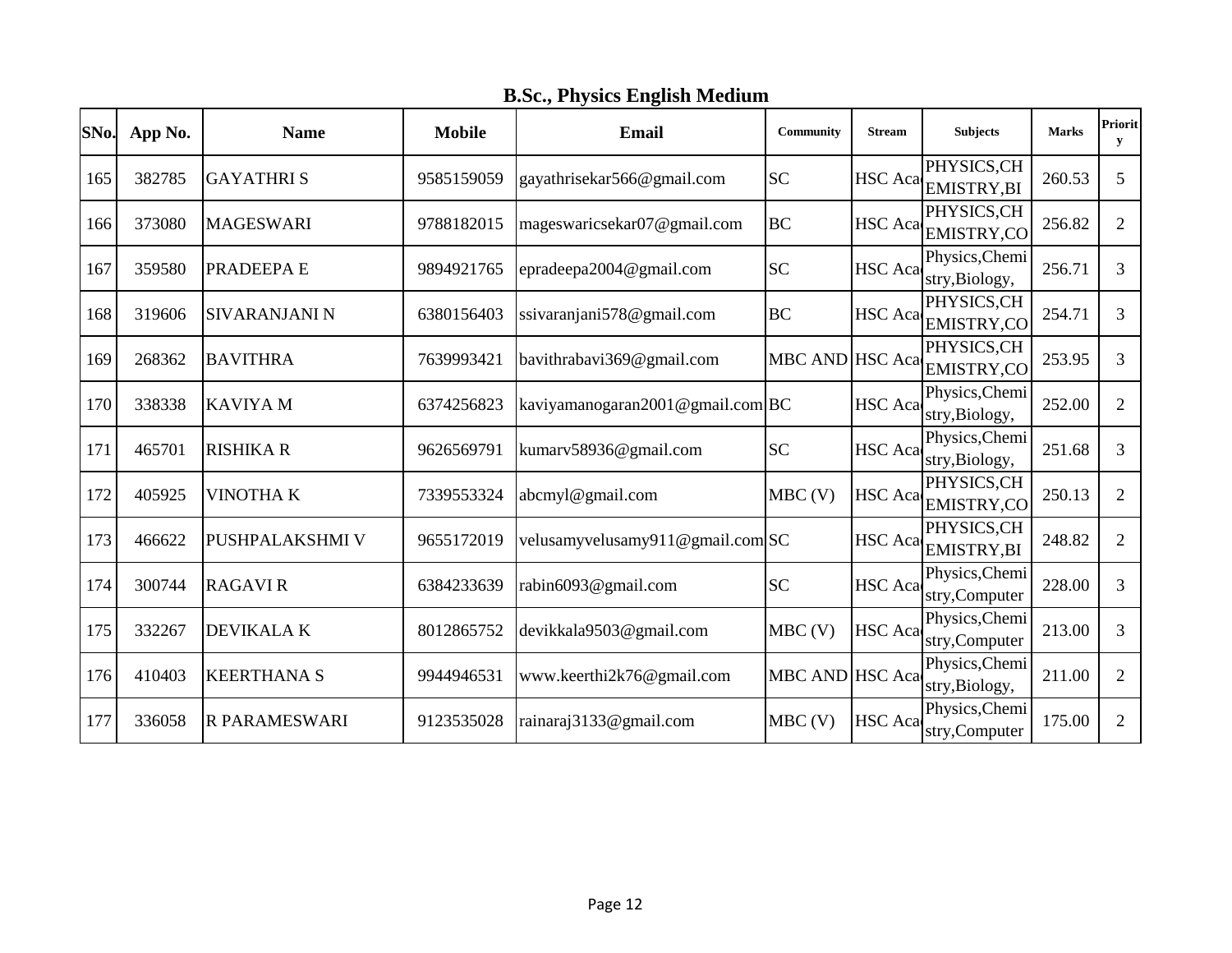## B.Sc., Physics English Medium

| SNo. | App No. | Name | Mobile | Email | Community | Stream | Subjects | Marks | Priority |
|---|---|---|---|---|---|---|---|---|---|
| 165 | 382785 | GAYATHRI S | 9585159059 | gayathrisekar566@gmail.com | SC | HSC Aca | PHYSICS,CHEMISTRY,BI | 260.53 | 5 |
| 166 | 373080 | MAGESWARI | 9788182015 | mageswaricsekar07@gmail.com | BC | HSC Aca | PHYSICS,CHEMISTRY,CO | 256.82 | 2 |
| 167 | 359580 | PRADEEPA E | 9894921765 | epradeepa2004@gmail.com | SC | HSC Aca | Physics,Chemistry,Biology, | 256.71 | 3 |
| 168 | 319606 | SIVARANJANI N | 6380156403 | ssivaranjani578@gmail.com | BC | HSC Aca | PHYSICS,CHEMISTRY,CO | 254.71 | 3 |
| 169 | 268362 | BAVITHRA | 7639993421 | bavithrabavi369@gmail.com | MBC AND | HSC Aca | PHYSICS,CHEMISTRY,CO | 253.95 | 3 |
| 170 | 338338 | KAVIYA M | 6374256823 | kaviyamanogaran2001@gmail.com | BC | HSC Aca | Physics,Chemistry,Biology, | 252.00 | 2 |
| 171 | 465701 | RISHIKA R | 9626569791 | kumarv58936@gmail.com | SC | HSC Aca | Physics,Chemistry,Biology, | 251.68 | 3 |
| 172 | 405925 | VINOTHA K | 7339553324 | abcmyl@gmail.com | MBC (V) | HSC Aca | PHYSICS,CHEMISTRY,CO | 250.13 | 2 |
| 173 | 466622 | PUSHPALAKSHMI V | 9655172019 | velusamyvelusamy911@gmail.com | SC | HSC Aca | PHYSICS,CHEMISTRY,BI | 248.82 | 2 |
| 174 | 300744 | RAGAVI R | 6384233639 | rabin6093@gmail.com | SC | HSC Aca | Physics,Chemistry,Computer | 228.00 | 3 |
| 175 | 332267 | DEVIKALA K | 8012865752 | devikkala9503@gmail.com | MBC (V) | HSC Aca | Physics,Chemistry,Computer | 213.00 | 3 |
| 176 | 410403 | KEERTHANA S | 9944946531 | www.keerthi2k76@gmail.com | MBC AND | HSC Aca | Physics,Chemistry,Biology, | 211.00 | 2 |
| 177 | 336058 | R PARAMESWARI | 9123535028 | rainaraj3133@gmail.com | MBC (V) | HSC Aca | Physics,Chemistry,Computer | 175.00 | 2 |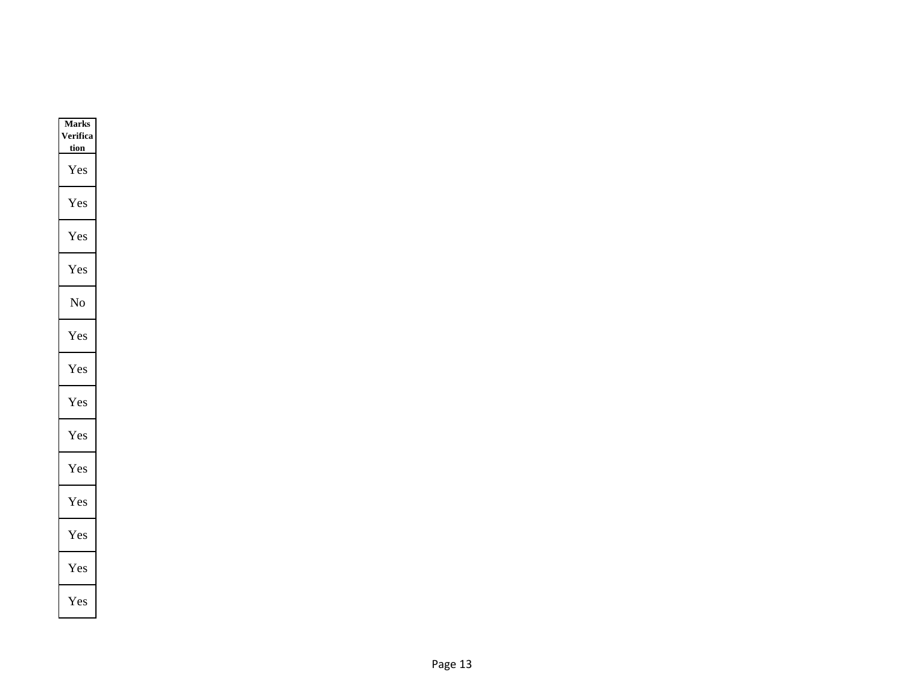| Marks Verification |
|---|
| Yes |
| Yes |
| Yes |
| Yes |
| No |
| Yes |
| Yes |
| Yes |
| Yes |
| Yes |
| Yes |
| Yes |
| Yes |
| Yes |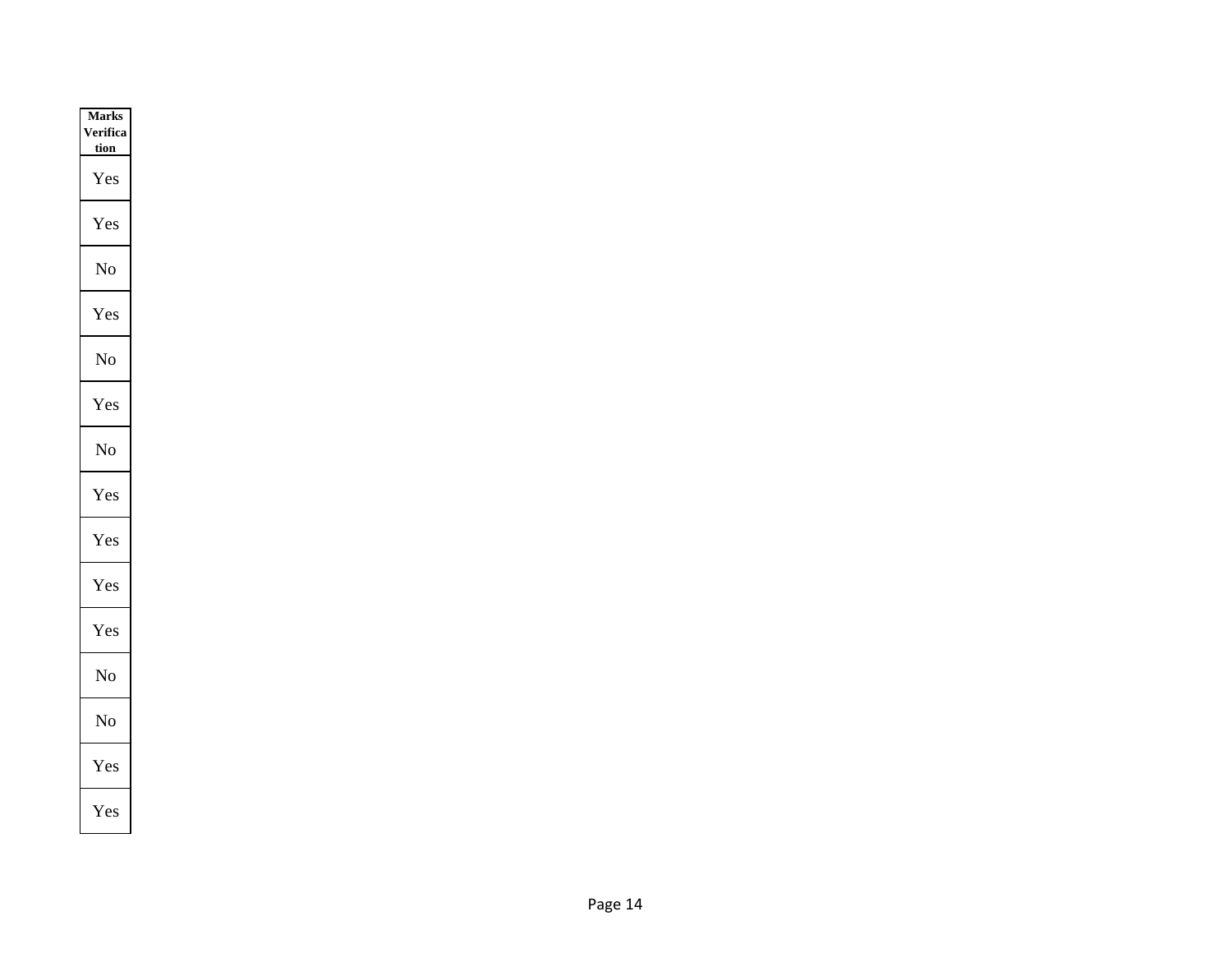| Marks Verification |
|---|
| Yes |
| Yes |
| No |
| Yes |
| No |
| Yes |
| No |
| Yes |
| Yes |
| Yes |
| Yes |
| No |
| No |
| Yes |
| Yes |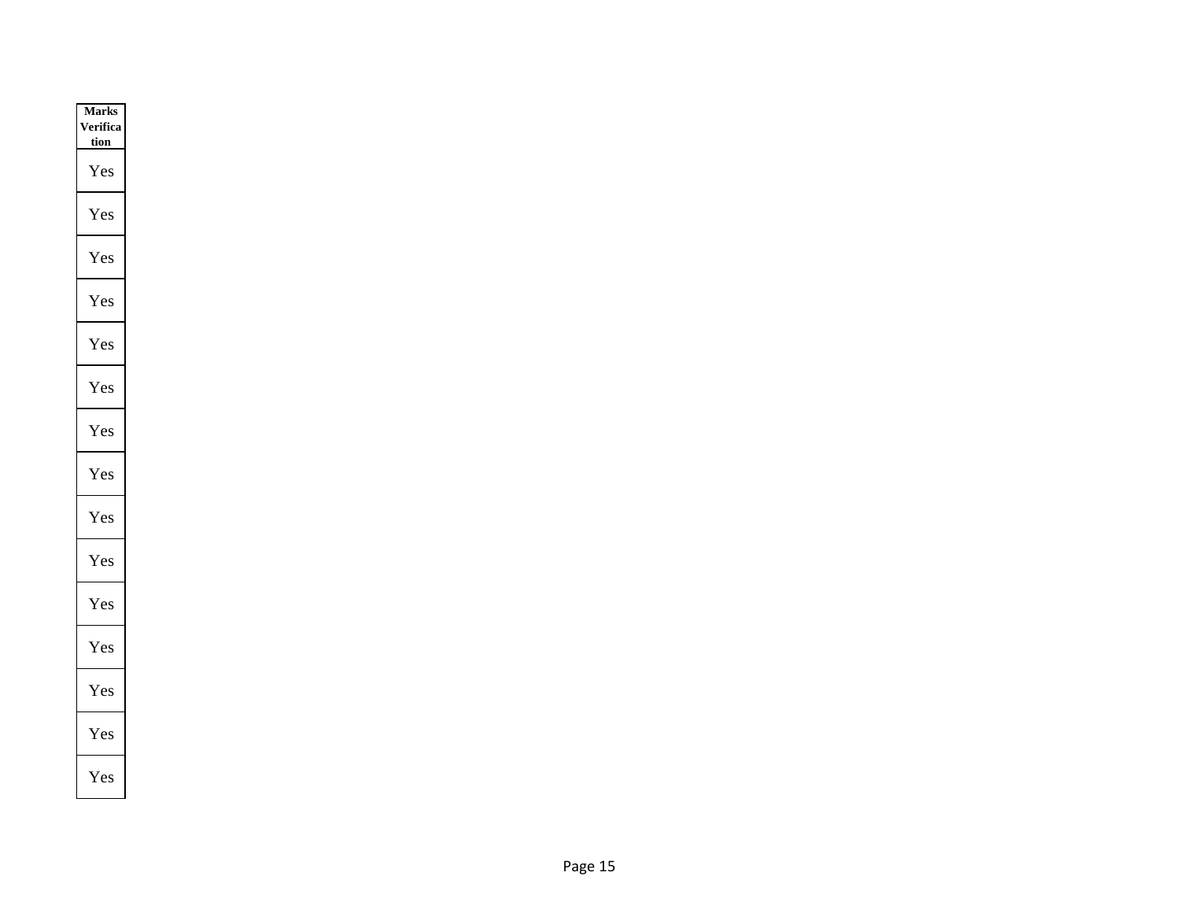| Marks Verification |
| --- |
| Yes |
| Yes |
| Yes |
| Yes |
| Yes |
| Yes |
| Yes |
| Yes |
| Yes |
| Yes |
| Yes |
| Yes |
| Yes |
| Yes |
| Yes |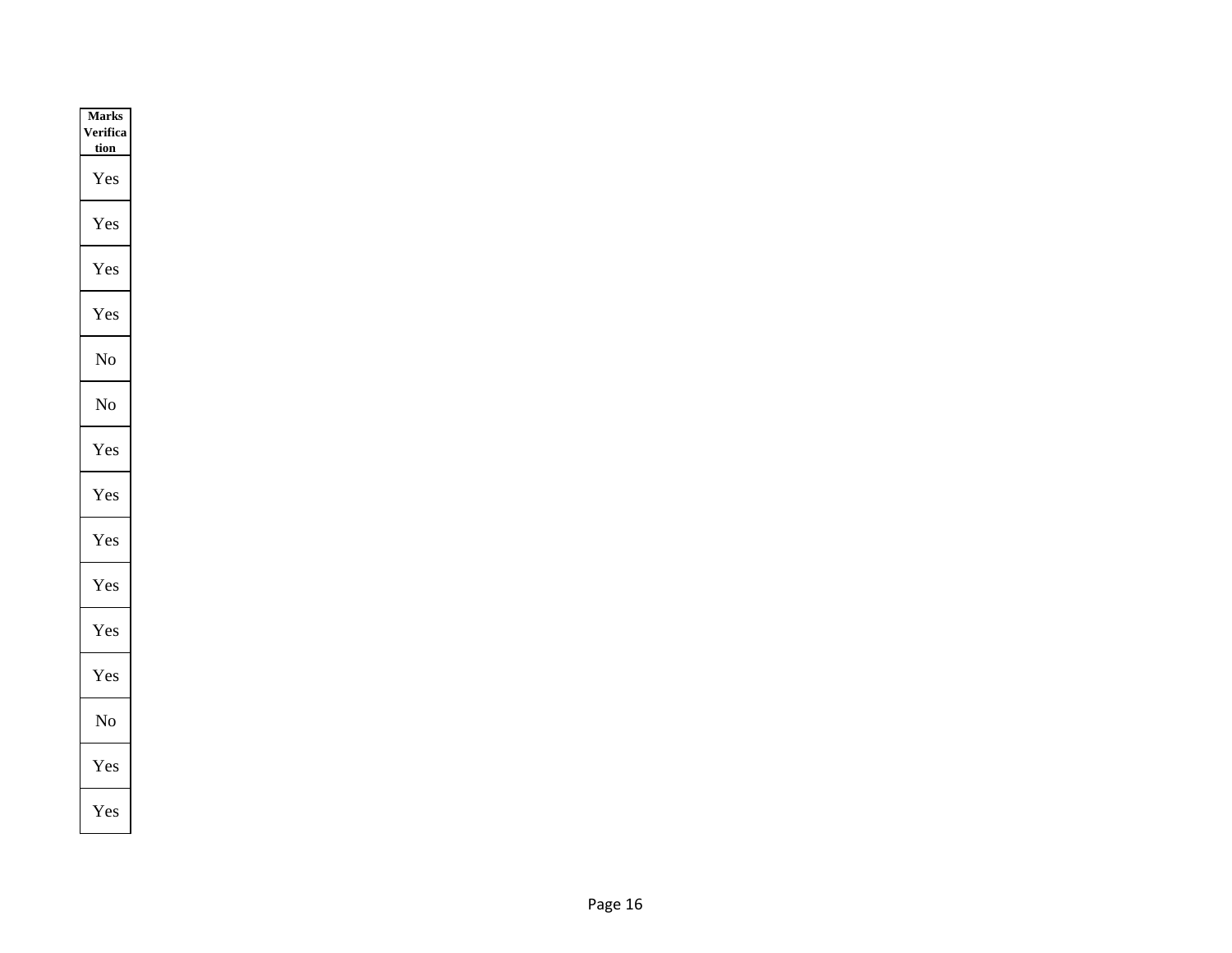| Marks Verification |
|---|
| Yes |
| Yes |
| Yes |
| Yes |
| No |
| No |
| Yes |
| Yes |
| Yes |
| Yes |
| Yes |
| Yes |
| No |
| Yes |
| Yes |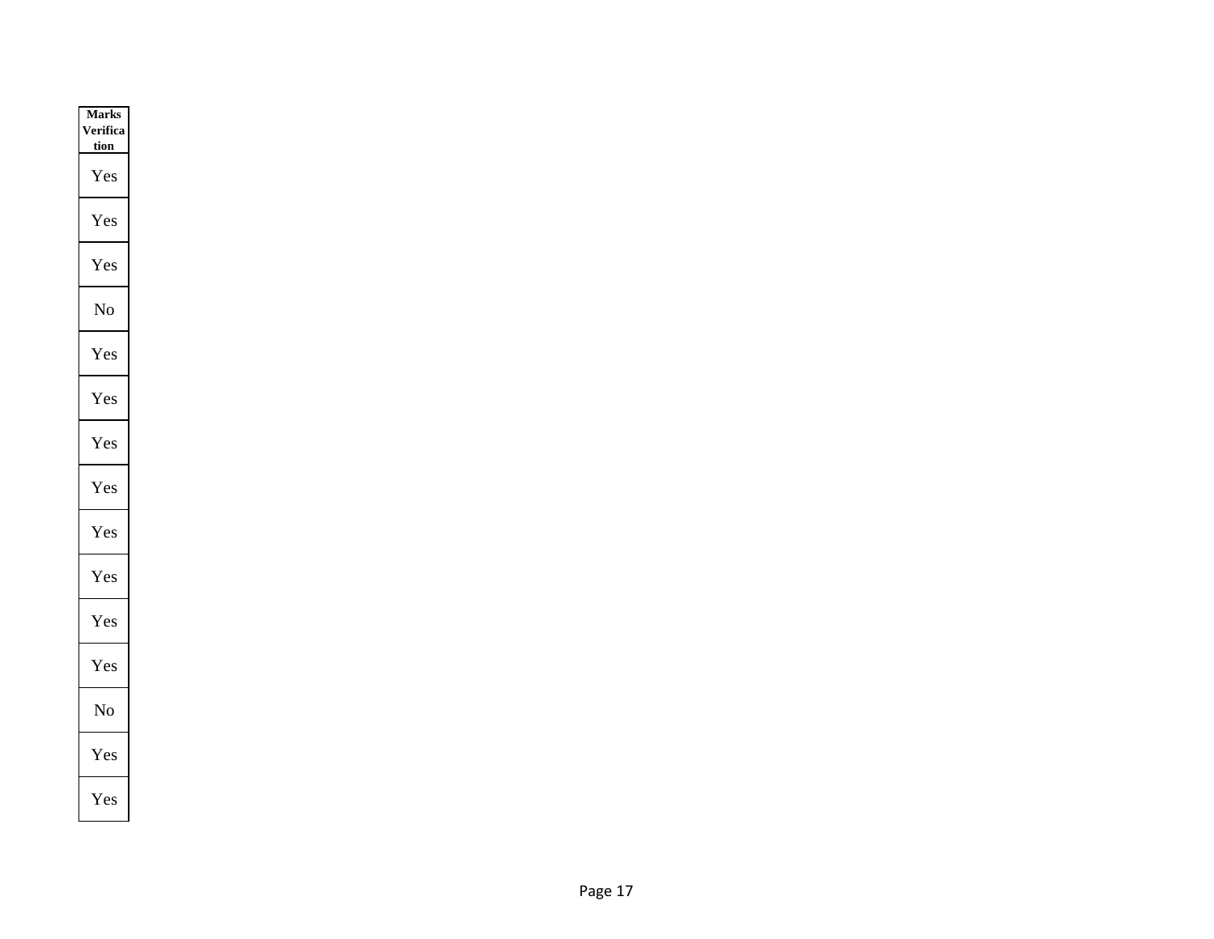| Marks Verification |
| --- |
| Yes |
| Yes |
| Yes |
| No |
| Yes |
| Yes |
| Yes |
| Yes |
| Yes |
| Yes |
| Yes |
| Yes |
| No |
| Yes |
| Yes |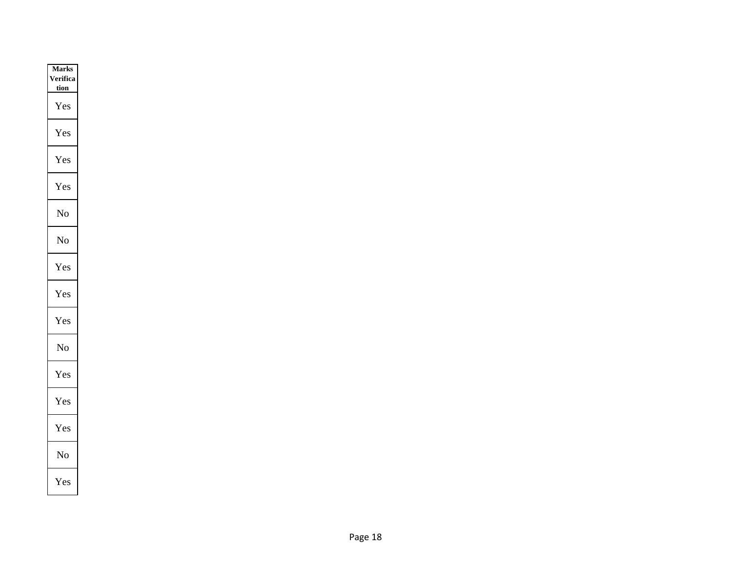| Marks Verification |
| --- |
| Yes |
| Yes |
| Yes |
| Yes |
| No |
| No |
| Yes |
| Yes |
| Yes |
| No |
| Yes |
| Yes |
| Yes |
| No |
| Yes |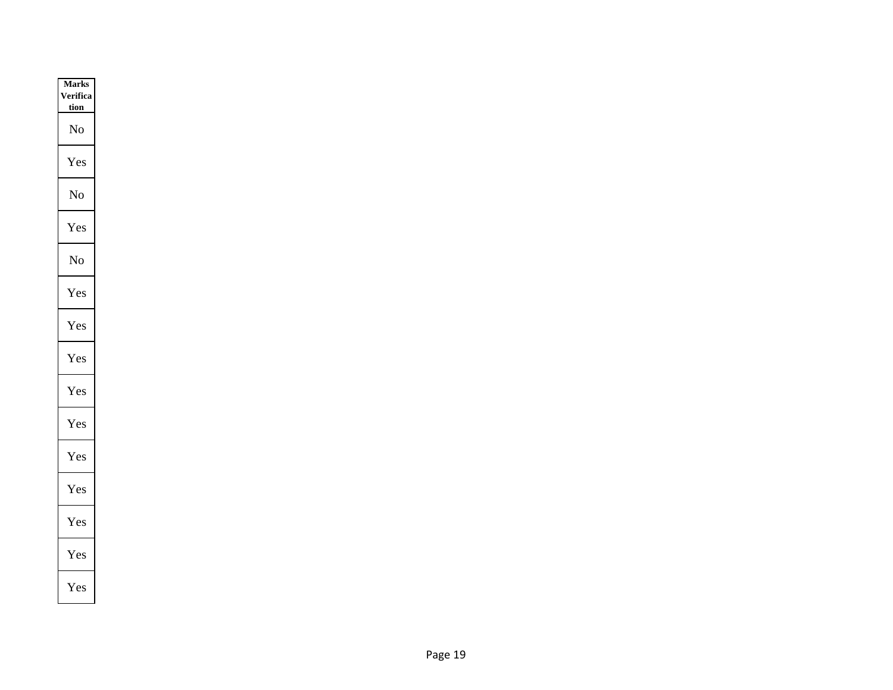| Marks Verification |
| --- |
| No |
| Yes |
| No |
| Yes |
| No |
| Yes |
| Yes |
| Yes |
| Yes |
| Yes |
| Yes |
| Yes |
| Yes |
| Yes |
| Yes |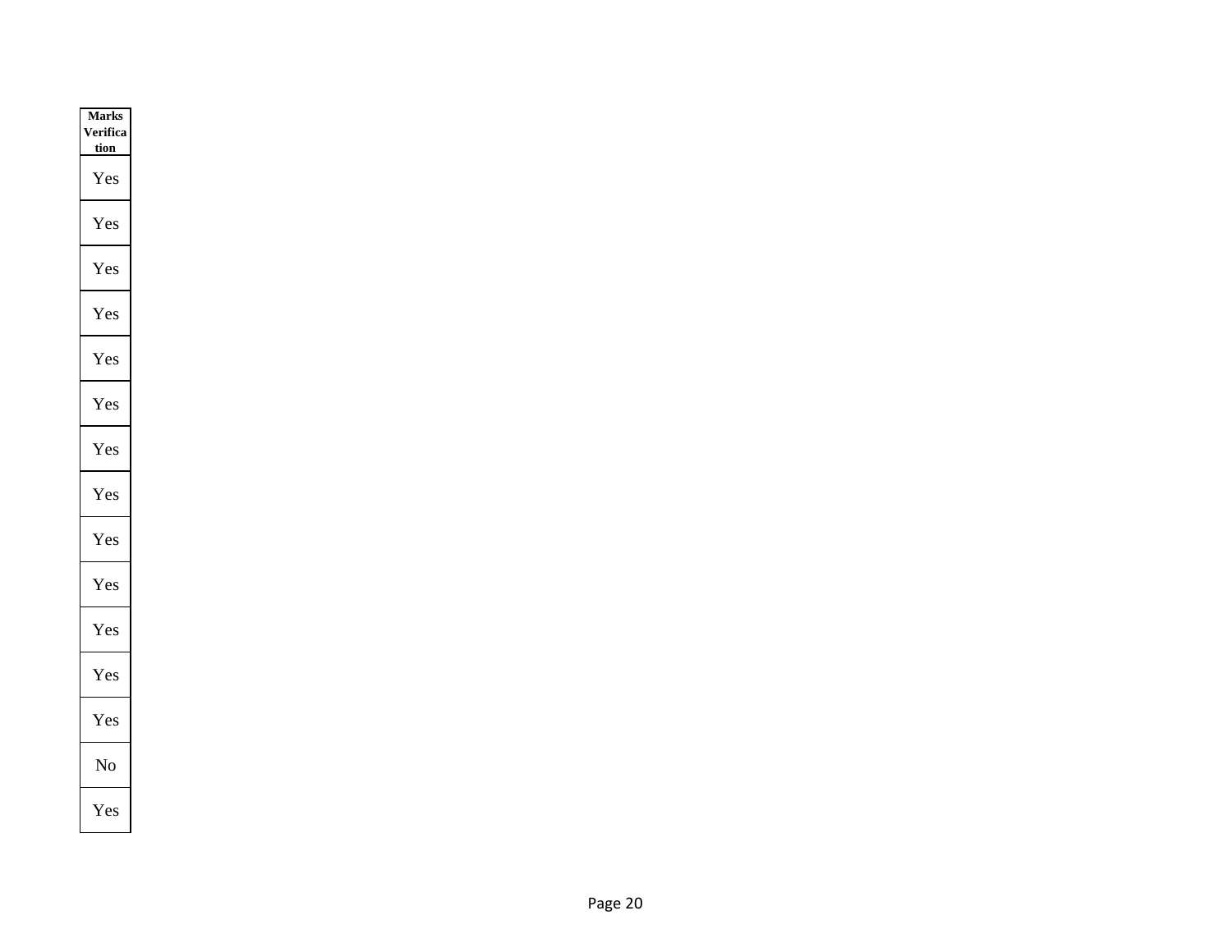| Marks Verification |
| --- |
| Yes |
| Yes |
| Yes |
| Yes |
| Yes |
| Yes |
| Yes |
| Yes |
| Yes |
| Yes |
| Yes |
| Yes |
| Yes |
| No |
| Yes |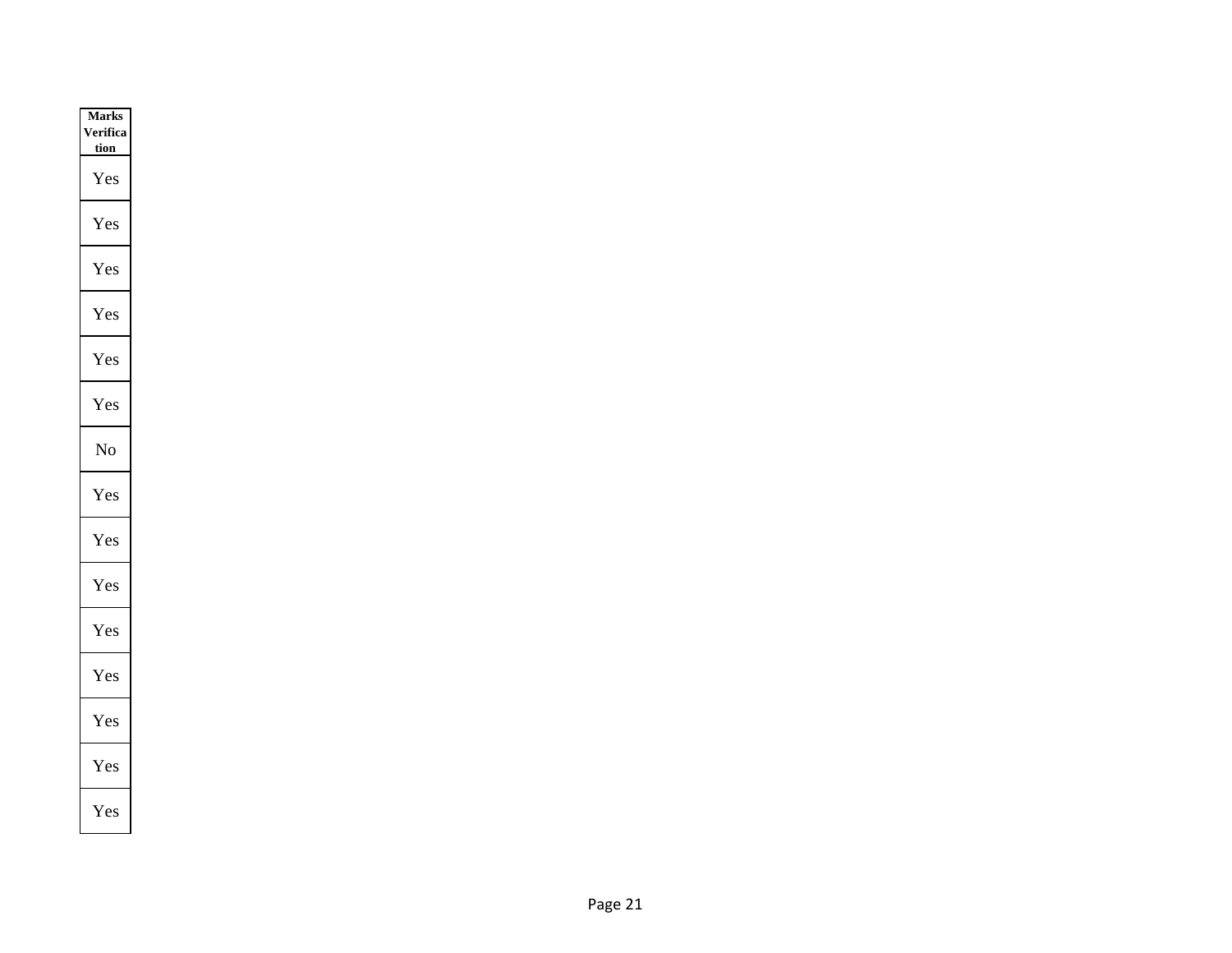| Marks Verification |
|---|
| Yes |
| Yes |
| Yes |
| Yes |
| Yes |
| Yes |
| No |
| Yes |
| Yes |
| Yes |
| Yes |
| Yes |
| Yes |
| Yes |
| Yes |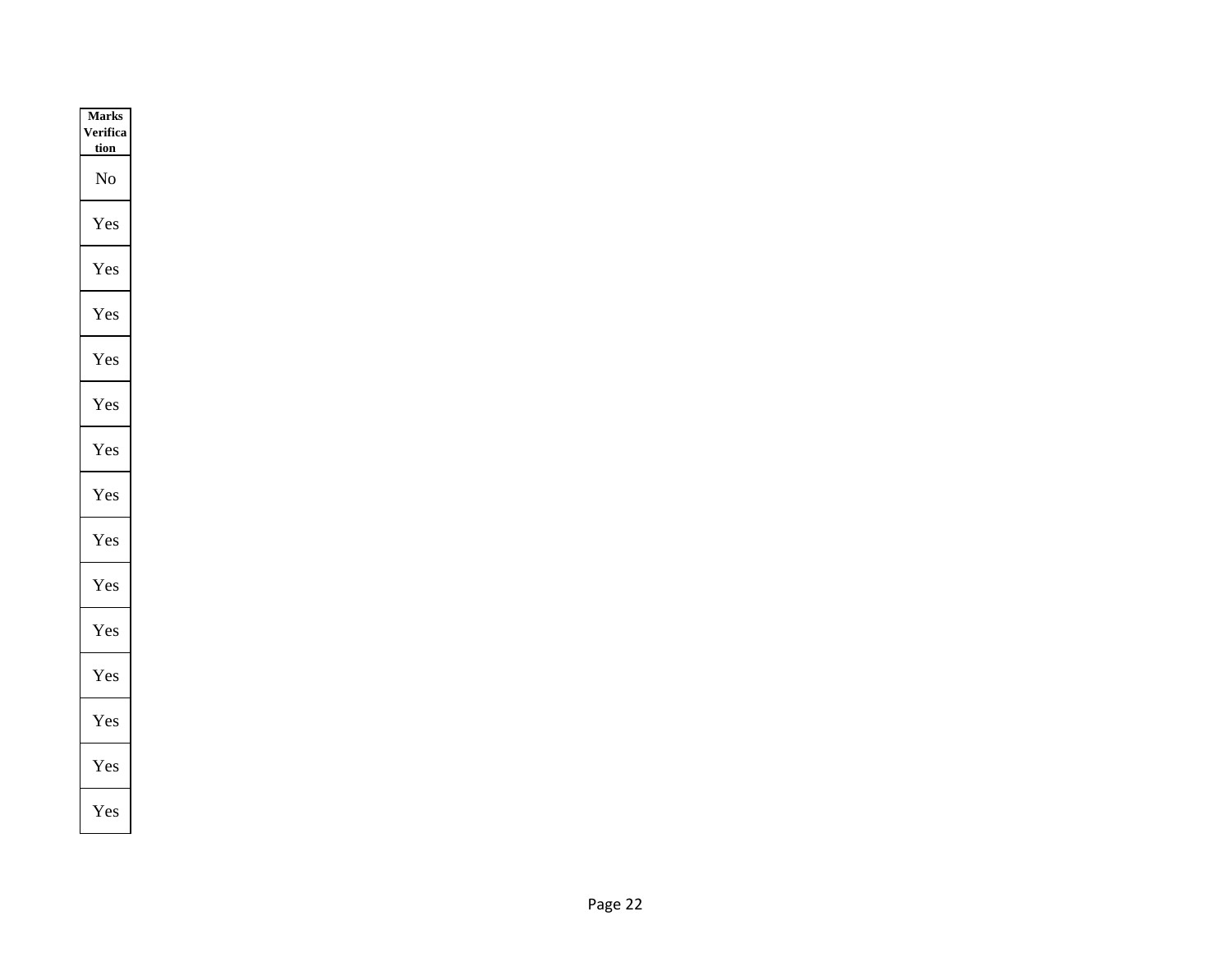| Marks Verification |
| --- |
| No |
| Yes |
| Yes |
| Yes |
| Yes |
| Yes |
| Yes |
| Yes |
| Yes |
| Yes |
| Yes |
| Yes |
| Yes |
| Yes |
| Yes |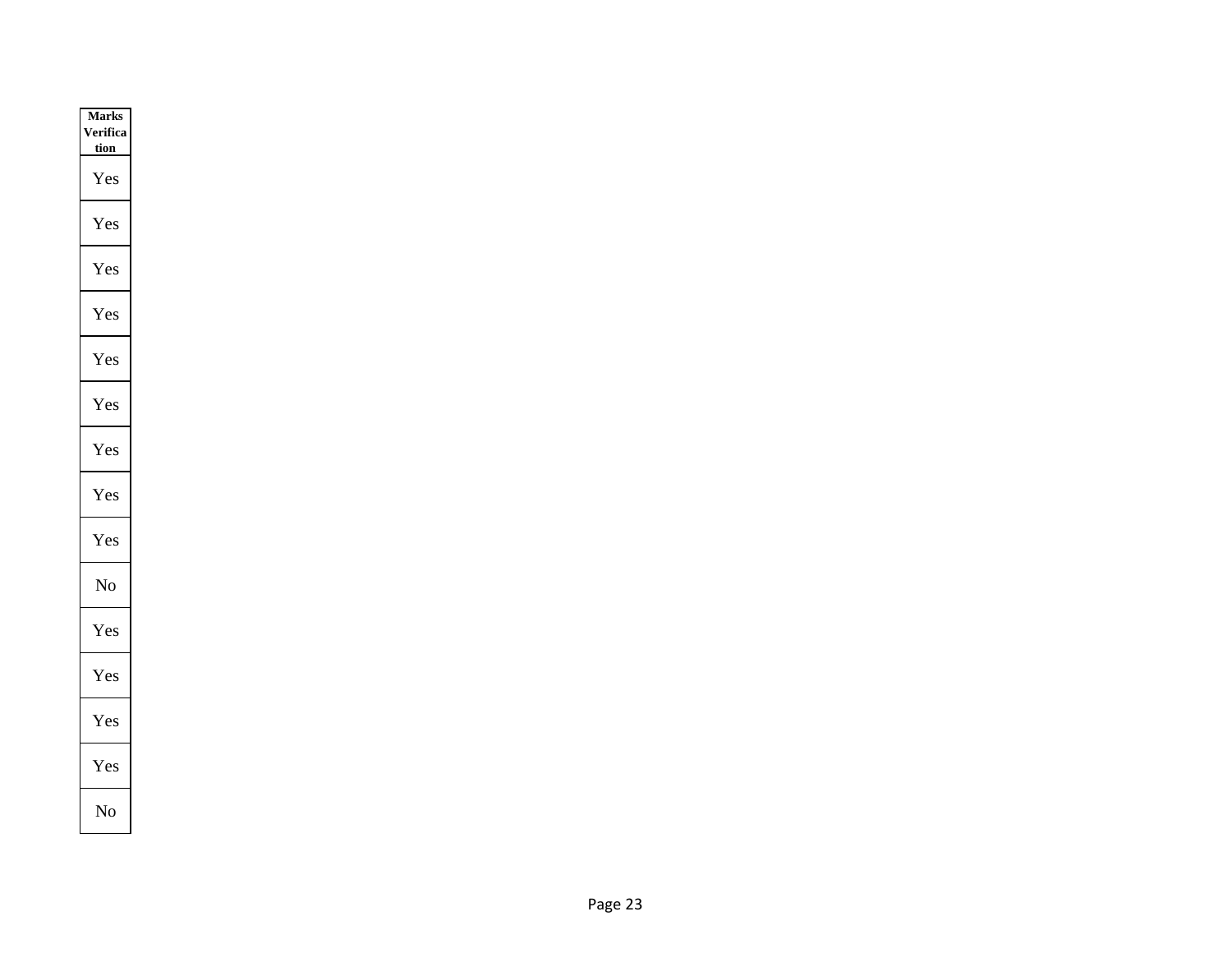| Marks Verification |
| --- |
| Yes |
| Yes |
| Yes |
| Yes |
| Yes |
| Yes |
| Yes |
| Yes |
| Yes |
| No |
| Yes |
| Yes |
| Yes |
| Yes |
| No |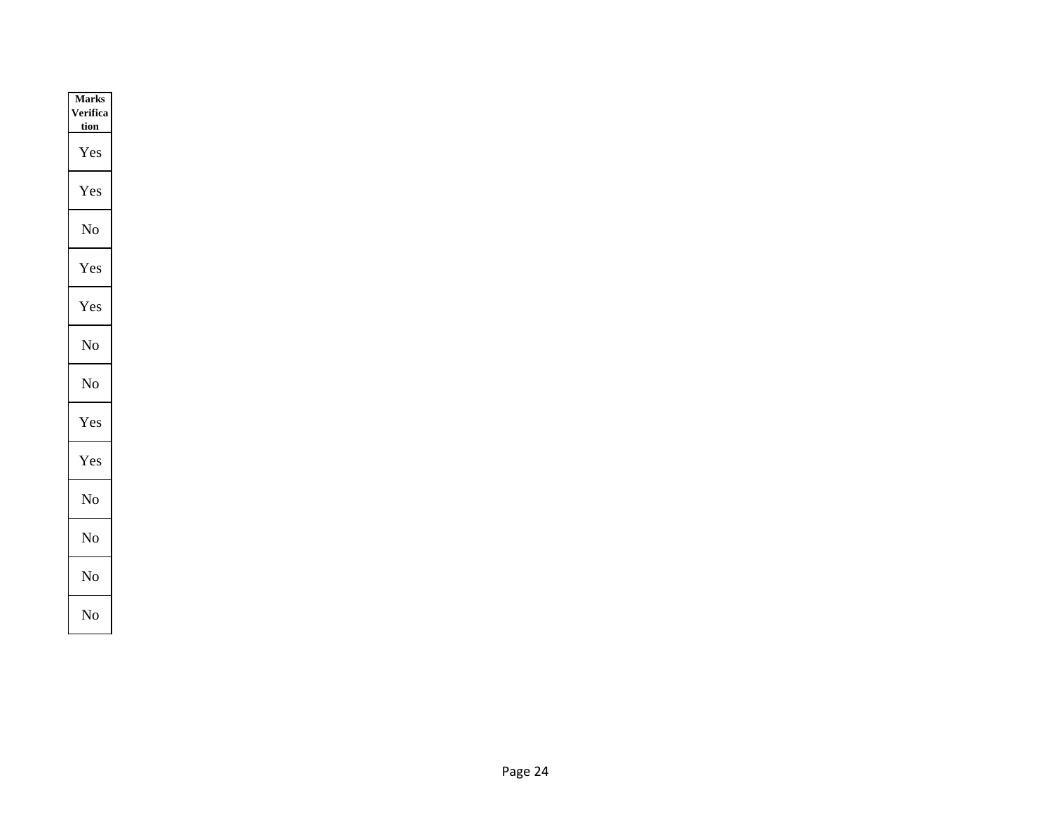| Marks Verification |
| --- |
| Yes |
| Yes |
| No |
| Yes |
| Yes |
| No |
| No |
| Yes |
| Yes |
| No |
| No |
| No |
| No |